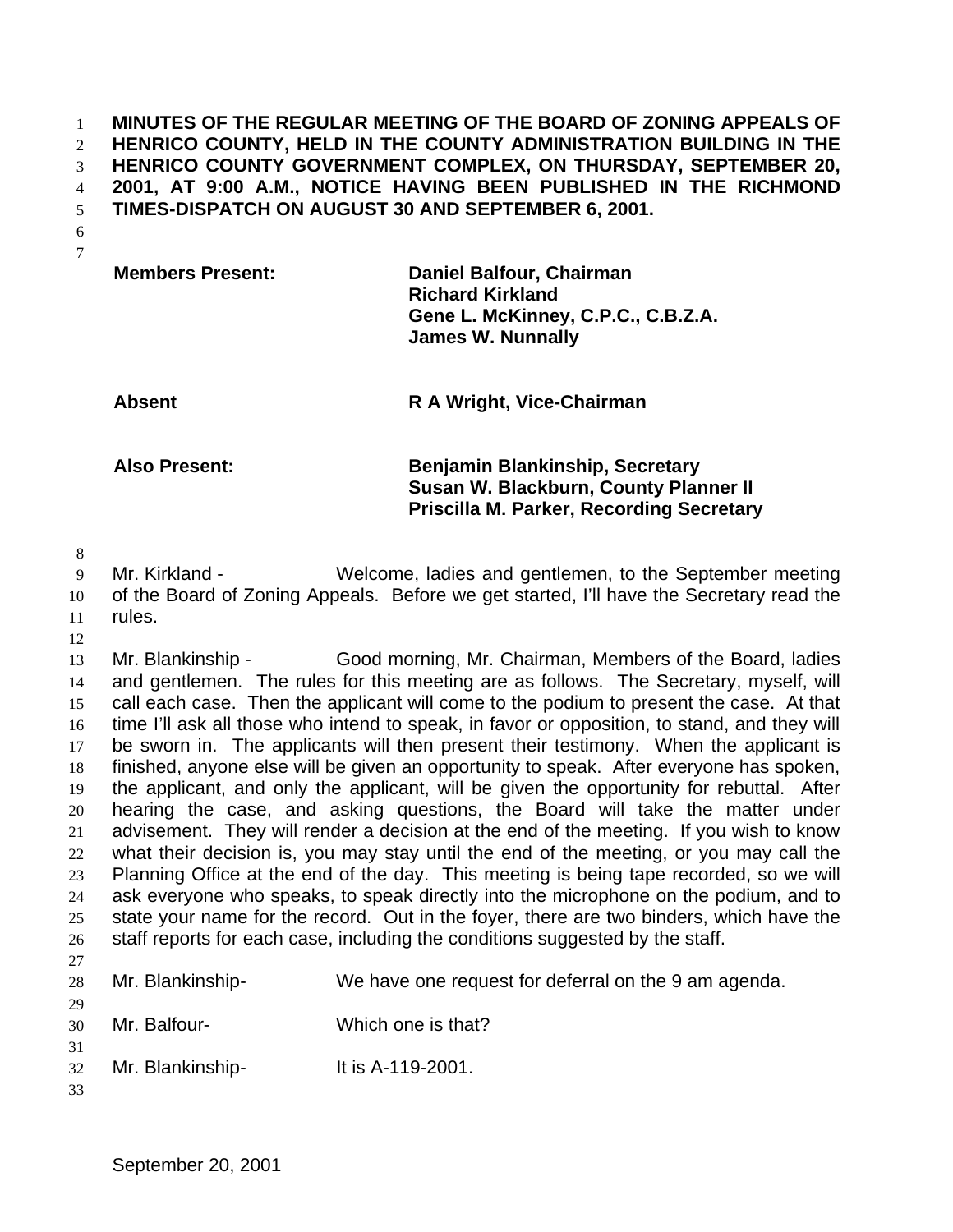**MINUTES OF THE REGULAR MEETING OF THE BOARD OF ZONING APPEALS OF HENRICO COUNTY, HELD IN THE COUNTY ADMINISTRATION BUILDING IN THE HENRICO COUNTY GOVERNMENT COMPLEX, ON THURSDAY, SEPTEMBER 20, 2001, AT 9:00 A.M., NOTICE HAVING BEEN PUBLISHED IN THE RICHMOND TIMES-DISPATCH ON AUGUST 30 AND SEPTEMBER 6, 2001.**

| | |
|---|---|
| **Members Present:** | **Daniel Balfour, Chairman**<br>**Richard Kirkland**<br>**Gene L. McKinney, C.P.C., C.B.Z.A.**<br>**James W. Nunnally** |
| **Absent** | **R A Wright, Vice-Chairman** |
| **Also Present:** | **Benjamin Blankinship, Secretary**<br>**Susan W. Blackburn, County Planner II**<br>**Priscilla M. Parker, Recording Secretary** |

Mr. Kirkland - Welcome, ladies and gentlemen, to the September meeting of the Board of Zoning Appeals. Before we get started, I'll have the Secretary read the rules.

Mr. Blankinship - Good morning, Mr. Chairman, Members of the Board, ladies and gentlemen. The rules for this meeting are as follows. The Secretary, myself, will call each case. Then the applicant will come to the podium to present the case. At that time I'll ask all those who intend to speak, in favor or opposition, to stand, and they will be sworn in. The applicants will then present their testimony. When the applicant is finished, anyone else will be given an opportunity to speak. After everyone has spoken, the applicant, and only the applicant, will be given the opportunity for rebuttal. After hearing the case, and asking questions, the Board will take the matter under advisement. They will render a decision at the end of the meeting. If you wish to know what their decision is, you may stay until the end of the meeting, or you may call the Planning Office at the end of the day. This meeting is being tape recorded, so we will ask everyone who speaks, to speak directly into the microphone on the podium, and to state your name for the record. Out in the foyer, there are two binders, which have the staff reports for each case, including the conditions suggested by the staff.

Mr. Blankinship- We have one request for deferral on the 9 am agenda.

Mr. Balfour- Which one is that?

Mr. Blankinship- It is A-119-2001.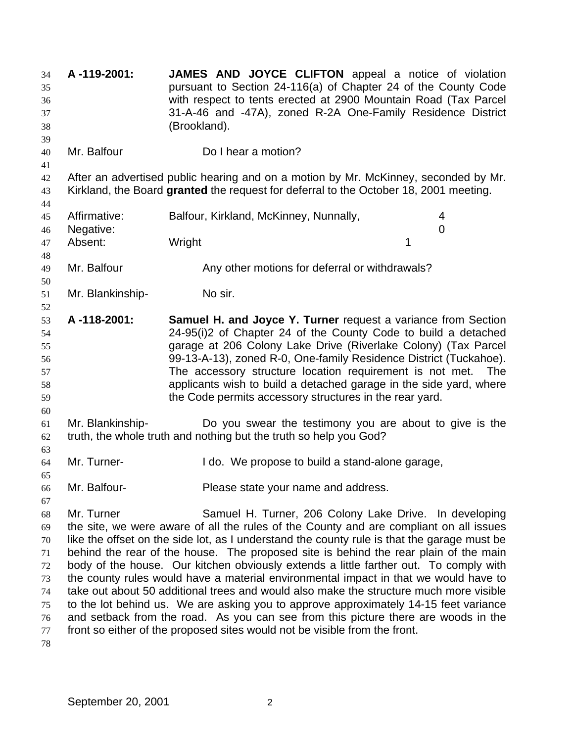**A -119-2001:** **JAMES AND JOYCE CLIFTON** appeal a notice of violation pursuant to Section 24-116(a) of Chapter 24 of the County Code with respect to tents erected at 2900 Mountain Road (Tax Parcel 31-A-46 and -47A), zoned R-2A One-Family Residence District (Brookland).

Mr. Balfour Do I hear a motion?

After an advertised public hearing and on a motion by Mr. McKinney, seconded by Mr. Kirkland, the Board **granted** the request for deferral to the October 18, 2001 meeting.

| | | |
|---|---|---|
| Affirmative: | Balfour, Kirkland, McKinney, Nunnally, | 4 |
| Negative: | | 0 |
| Absent: | Wright | 1 |

Mr. Balfour Any other motions for deferral or withdrawals?

Mr. Blankinship- No sir.

**A -118-2001:** **Samuel H. and Joyce Y. Turner** request a variance from Section 24-95(i)2 of Chapter 24 of the County Code to build a detached garage at 206 Colony Lake Drive (Riverlake Colony) (Tax Parcel 99-13-A-13), zoned R-0, One-family Residence District (Tuckahoe). The accessory structure location requirement is not met. The applicants wish to build a detached garage in the side yard, where the Code permits accessory structures in the rear yard.

Mr. Blankinship- Do you swear the testimony you are about to give is the truth, the whole truth and nothing but the truth so help you God?

Mr. Turner- I do. We propose to build a stand-alone garage,

Mr. Balfour- Please state your name and address.

Mr. Turner Samuel H. Turner, 206 Colony Lake Drive. In developing the site, we were aware of all the rules of the County and are compliant on all issues like the offset on the side lot, as I understand the county rule is that the garage must be behind the rear of the house. The proposed site is behind the rear plain of the main body of the house. Our kitchen obviously extends a little farther out. To comply with the county rules would have a material environmental impact in that we would have to take out about 50 additional trees and would also make the structure much more visible to the lot behind us. We are asking you to approve approximately 14-15 feet variance and setback from the road. As you can see from this picture there are woods in the front so either of the proposed sites would not be visible from the front.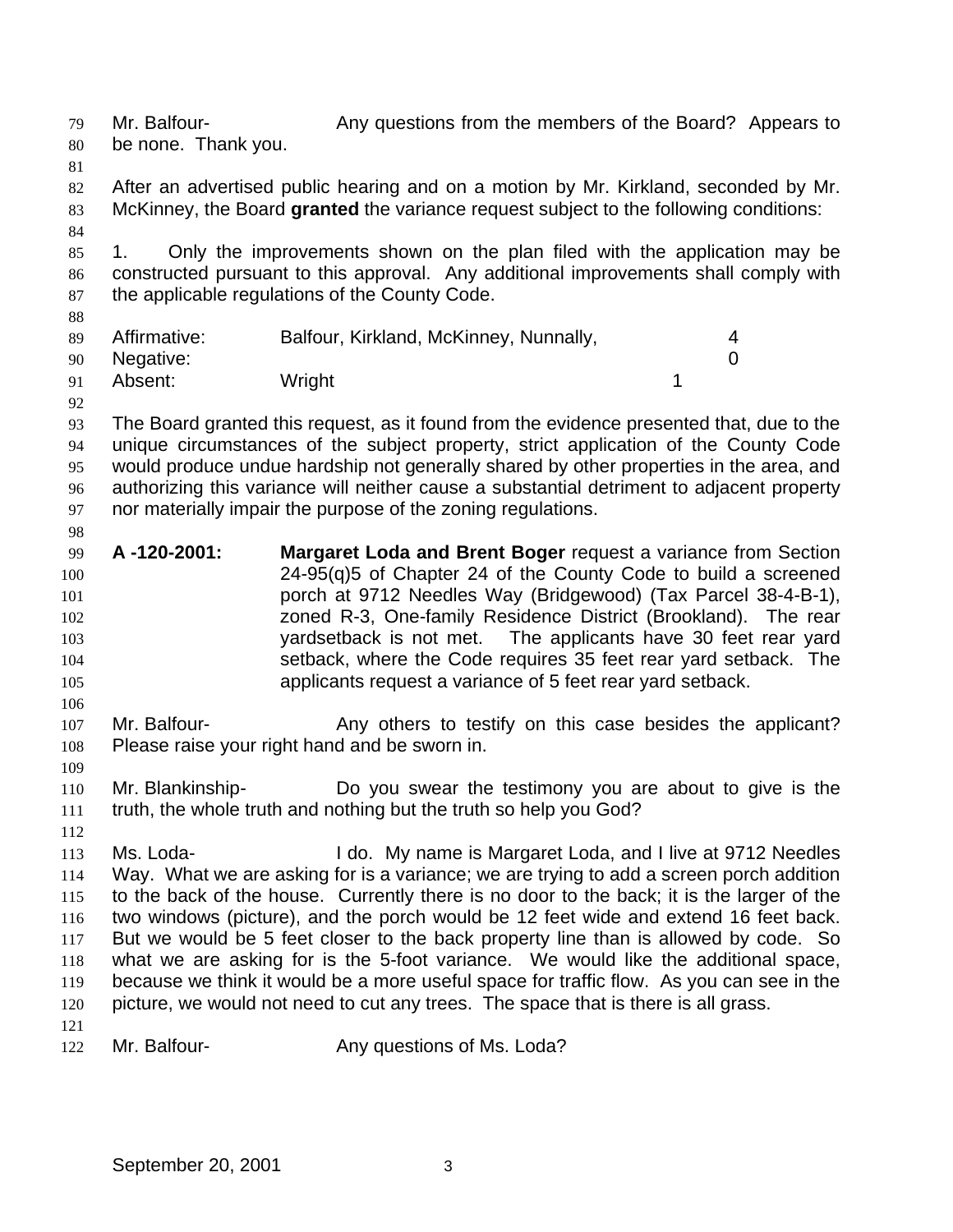Mr. Balfour- Any questions from the members of the Board? Appears to be none. Thank you.

After an advertised public hearing and on a motion by Mr. Kirkland, seconded by Mr. McKinney, the Board **granted** the variance request subject to the following conditions:

1. Only the improvements shown on the plan filed with the application may be constructed pursuant to this approval. Any additional improvements shall comply with the applicable regulations of the County Code.

| | | |
|---|---|---|
| Affirmative: | Balfour, Kirkland, McKinney, Nunnally, | 4 |
| Negative: | | 0 |
| Absent: | Wright | 1 |

The Board granted this request, as it found from the evidence presented that, due to the unique circumstances of the subject property, strict application of the County Code would produce undue hardship not generally shared by other properties in the area, and authorizing this variance will neither cause a substantial detriment to adjacent property nor materially impair the purpose of the zoning regulations.

**A -120-2001:** **Margaret Loda and Brent Boger** request a variance from Section 24-95(q)5 of Chapter 24 of the County Code to build a screened porch at 9712 Needles Way (Bridgewood) (Tax Parcel 38-4-B-1), zoned R-3, One-family Residence District (Brookland). The rear yardsetback is not met. The applicants have 30 feet rear yard setback, where the Code requires 35 feet rear yard setback. The applicants request a variance of 5 feet rear yard setback.

Mr. Balfour- Any others to testify on this case besides the applicant? Please raise your right hand and be sworn in.

Mr. Blankinship- Do you swear the testimony you are about to give is the truth, the whole truth and nothing but the truth so help you God?

Ms. Loda- I do. My name is Margaret Loda, and I live at 9712 Needles Way. What we are asking for is a variance; we are trying to add a screen porch addition to the back of the house. Currently there is no door to the back; it is the larger of the two windows (picture), and the porch would be 12 feet wide and extend 16 feet back. But we would be 5 feet closer to the back property line than is allowed by code. So what we are asking for is the 5-foot variance. We would like the additional space, because we think it would be a more useful space for traffic flow. As you can see in the picture, we would not need to cut any trees. The space that is there is all grass.

Mr. Balfour- Any questions of Ms. Loda?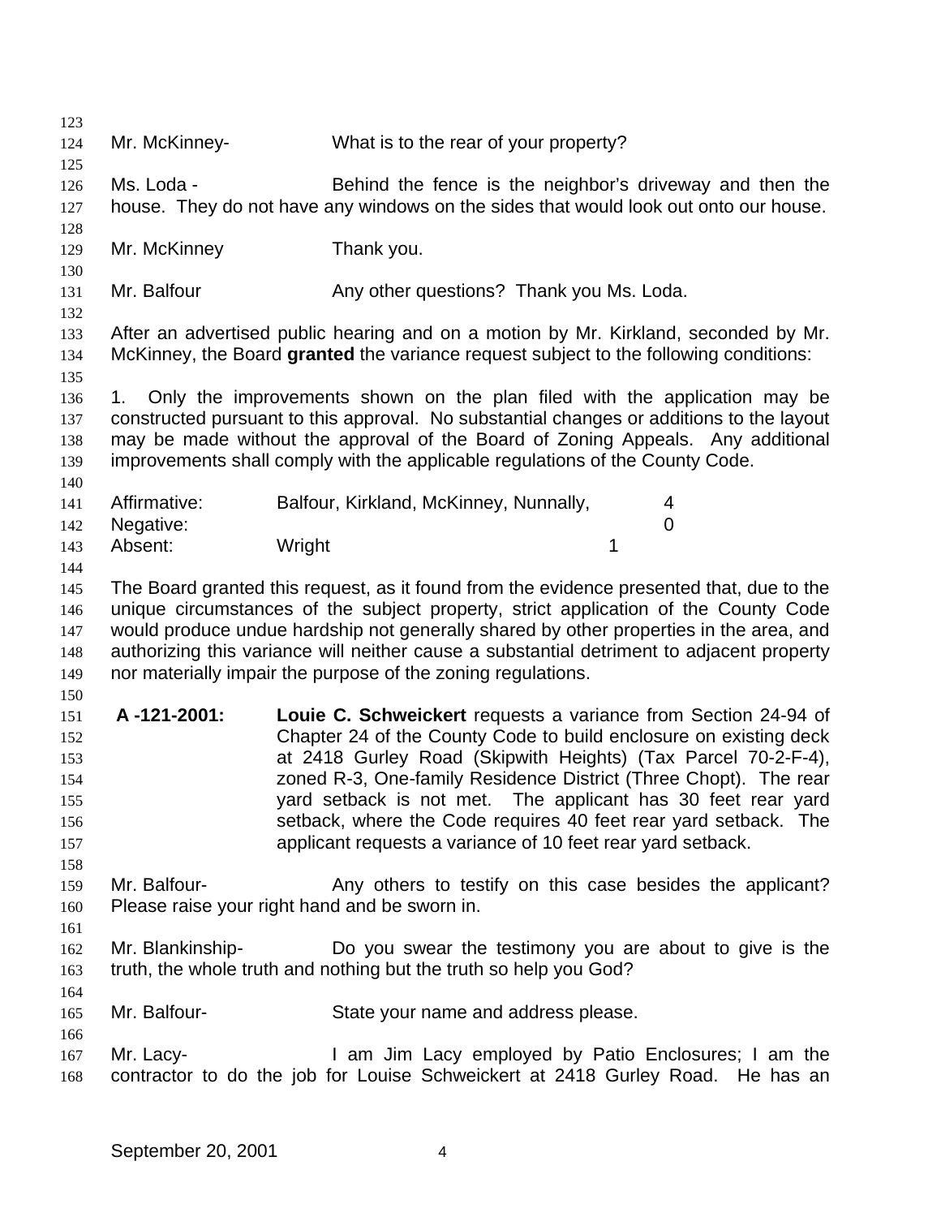Mr. McKinney- What is to the rear of your property?

Ms. Loda - Behind the fence is the neighbor's driveway and then the house. They do not have any windows on the sides that would look out onto our house.

Mr. McKinney Thank you.

Mr. Balfour Any other questions? Thank you Ms. Loda.

After an advertised public hearing and on a motion by Mr. Kirkland, seconded by Mr. McKinney, the Board **granted** the variance request subject to the following conditions:

1. Only the improvements shown on the plan filed with the application may be constructed pursuant to this approval. No substantial changes or additions to the layout may be made without the approval of the Board of Zoning Appeals. Any additional improvements shall comply with the applicable regulations of the County Code.

| | | |
|---|---|---|
| Affirmative: | Balfour, Kirkland, McKinney, Nunnally, | 4 |
| Negative: | | 0 |
| Absent: | Wright | 1 |

The Board granted this request, as it found from the evidence presented that, due to the unique circumstances of the subject property, strict application of the County Code would produce undue hardship not generally shared by other properties in the area, and authorizing this variance will neither cause a substantial detriment to adjacent property nor materially impair the purpose of the zoning regulations.

**A -121-2001:** **Louie C. Schweickert** requests a variance from Section 24-94 of Chapter 24 of the County Code to build enclosure on existing deck at 2418 Gurley Road (Skipwith Heights) (Tax Parcel 70-2-F-4), zoned R-3, One-family Residence District (Three Chopt). The rear yard setback is not met. The applicant has 30 feet rear yard setback, where the Code requires 40 feet rear yard setback. The applicant requests a variance of 10 feet rear yard setback.

Mr. Balfour- Any others to testify on this case besides the applicant? Please raise your right hand and be sworn in.

Mr. Blankinship- Do you swear the testimony you are about to give is the truth, the whole truth and nothing but the truth so help you God?

Mr. Balfour- State your name and address please.

Mr. Lacy- I am Jim Lacy employed by Patio Enclosures; I am the contractor to do the job for Louise Schweickert at 2418 Gurley Road. He has an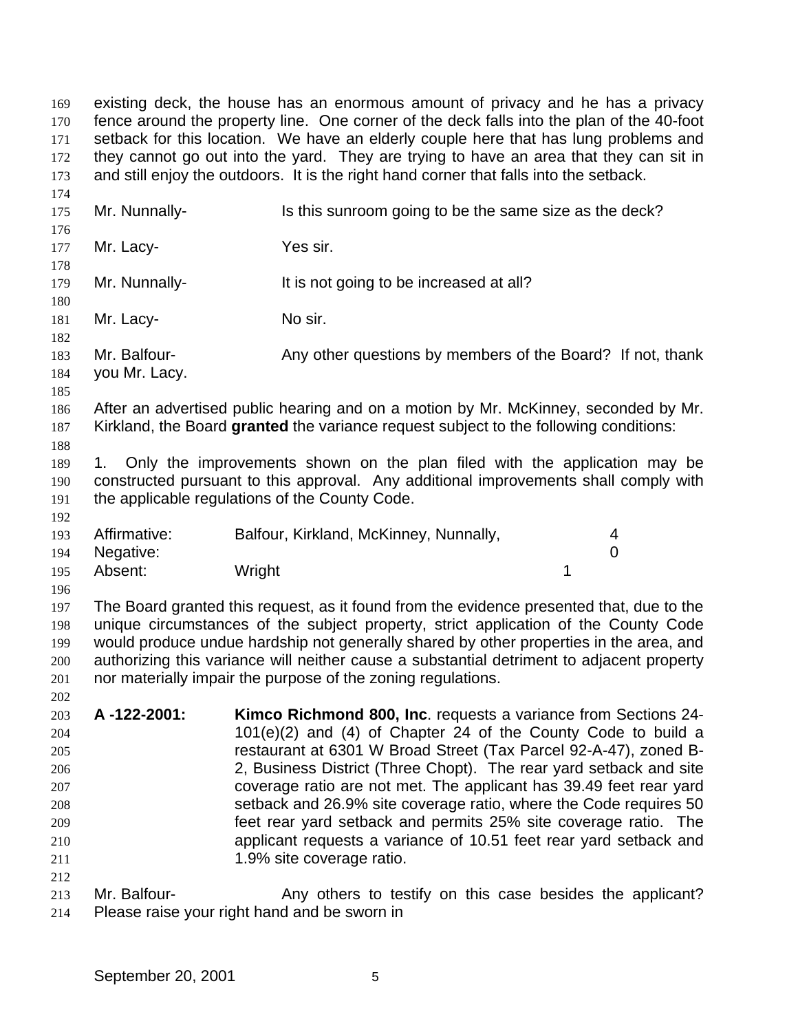existing deck, the house has an enormous amount of privacy and he has a privacy fence around the property line. One corner of the deck falls into the plan of the 40-foot setback for this location. We have an elderly couple here that has lung problems and they cannot go out into the yard. They are trying to have an area that they can sit in and still enjoy the outdoors. It is the right hand corner that falls into the setback.

Mr. Nunnally- Is this sunroom going to be the same size as the deck?

Mr. Lacy- Yes sir.

Mr. Nunnally- It is not going to be increased at all?

Mr. Lacy- No sir.

Mr. Balfour- Any other questions by members of the Board? If not, thank you Mr. Lacy.

After an advertised public hearing and on a motion by Mr. McKinney, seconded by Mr. Kirkland, the Board **granted** the variance request subject to the following conditions:

1. Only the improvements shown on the plan filed with the application may be constructed pursuant to this approval. Any additional improvements shall comply with the applicable regulations of the County Code.

| | | |
|---|---|---|
| Affirmative: | Balfour, Kirkland, McKinney, Nunnally, | 4 |
| Negative: | | 0 |
| Absent: | Wright | 1 |

The Board granted this request, as it found from the evidence presented that, due to the unique circumstances of the subject property, strict application of the County Code would produce undue hardship not generally shared by other properties in the area, and authorizing this variance will neither cause a substantial detriment to adjacent property nor materially impair the purpose of the zoning regulations.

**A -122-2001:** **Kimco Richmond 800, Inc**. requests a variance from Sections 24-101(e)(2) and (4) of Chapter 24 of the County Code to build a restaurant at 6301 W Broad Street (Tax Parcel 92-A-47), zoned B-2, Business District (Three Chopt). The rear yard setback and site coverage ratio are not met. The applicant has 39.49 feet rear yard setback and 26.9% site coverage ratio, where the Code requires 50 feet rear yard setback and permits 25% site coverage ratio. The applicant requests a variance of 10.51 feet rear yard setback and 1.9% site coverage ratio.

Mr. Balfour- Any others to testify on this case besides the applicant? Please raise your right hand and be sworn in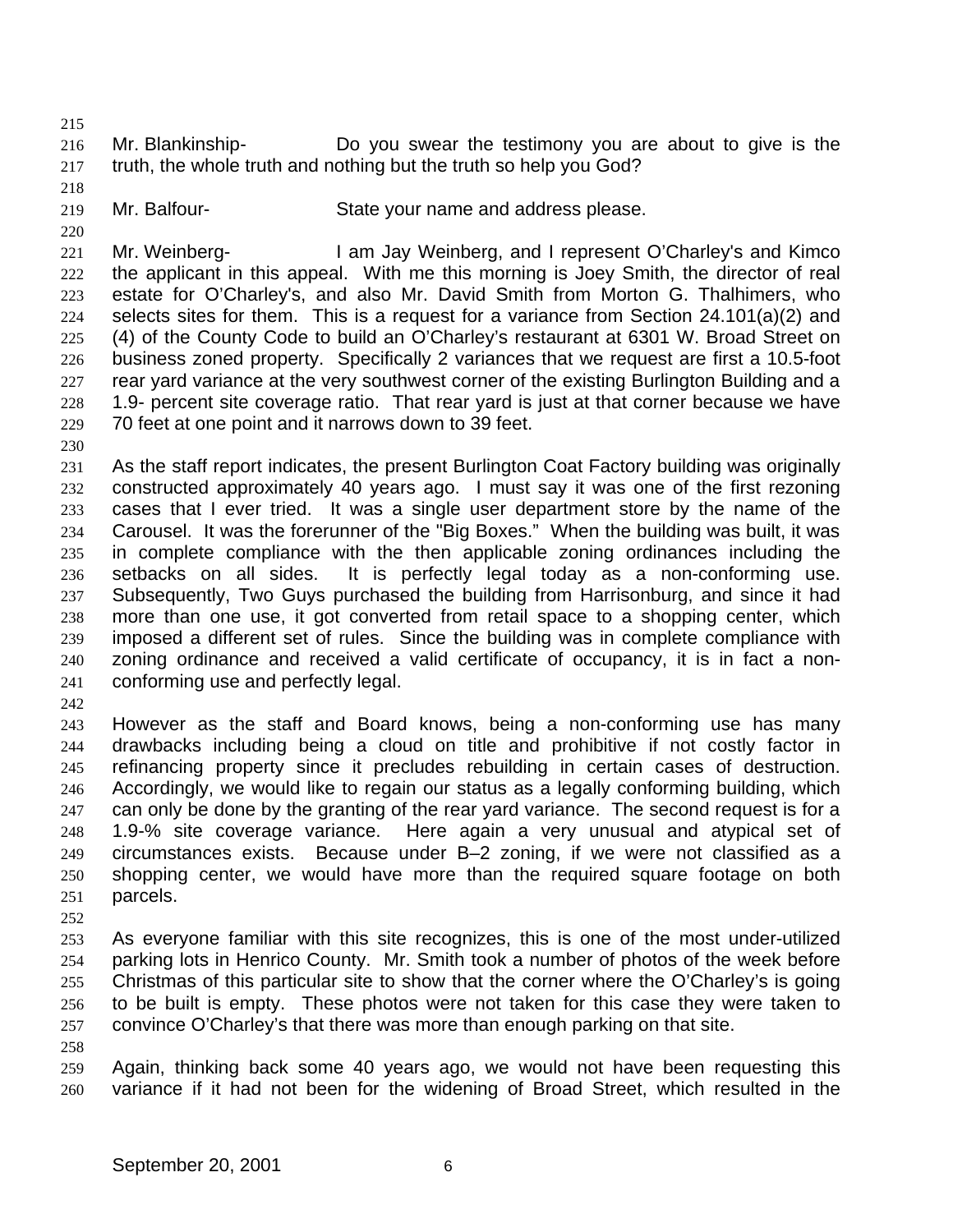Mr. Blankinship- Do you swear the testimony you are about to give is the truth, the whole truth and nothing but the truth so help you God?

Mr. Balfour- State your name and address please.

Mr. Weinberg- I am Jay Weinberg, and I represent O'Charley's and Kimco the applicant in this appeal. With me this morning is Joey Smith, the director of real estate for O'Charley's, and also Mr. David Smith from Morton G. Thalhimers, who selects sites for them. This is a request for a variance from Section 24.101(a)(2) and (4) of the County Code to build an O'Charley's restaurant at 6301 W. Broad Street on business zoned property. Specifically 2 variances that we request are first a 10.5-foot rear yard variance at the very southwest corner of the existing Burlington Building and a 1.9- percent site coverage ratio. That rear yard is just at that corner because we have 70 feet at one point and it narrows down to 39 feet.

As the staff report indicates, the present Burlington Coat Factory building was originally constructed approximately 40 years ago. I must say it was one of the first rezoning cases that I ever tried. It was a single user department store by the name of the Carousel. It was the forerunner of the "Big Boxes." When the building was built, it was in complete compliance with the then applicable zoning ordinances including the setbacks on all sides. It is perfectly legal today as a non-conforming use. Subsequently, Two Guys purchased the building from Harrisonburg, and since it had more than one use, it got converted from retail space to a shopping center, which imposed a different set of rules. Since the building was in complete compliance with zoning ordinance and received a valid certificate of occupancy, it is in fact a non-conforming use and perfectly legal.

However as the staff and Board knows, being a non-conforming use has many drawbacks including being a cloud on title and prohibitive if not costly factor in refinancing property since it precludes rebuilding in certain cases of destruction. Accordingly, we would like to regain our status as a legally conforming building, which can only be done by the granting of the rear yard variance. The second request is for a 1.9-% site coverage variance. Here again a very unusual and atypical set of circumstances exists. Because under B–2 zoning, if we were not classified as a shopping center, we would have more than the required square footage on both parcels.

As everyone familiar with this site recognizes, this is one of the most under-utilized parking lots in Henrico County. Mr. Smith took a number of photos of the week before Christmas of this particular site to show that the corner where the O'Charley's is going to be built is empty. These photos were not taken for this case they were taken to convince O'Charley's that there was more than enough parking on that site.

Again, thinking back some 40 years ago, we would not have been requesting this variance if it had not been for the widening of Broad Street, which resulted in the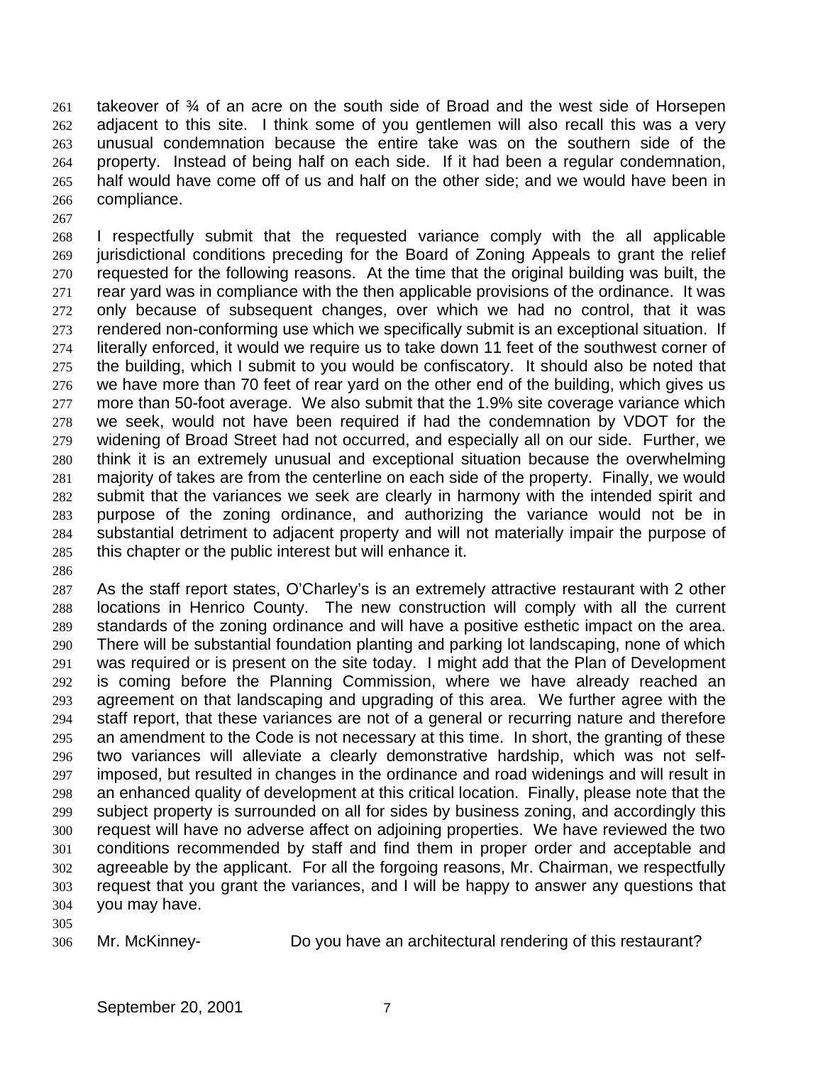takeover of ¾ of an acre on the south side of Broad and the west side of Horsepen adjacent to this site. I think some of you gentlemen will also recall this was a very unusual condemnation because the entire take was on the southern side of the property. Instead of being half on each side. If it had been a regular condemnation, half would have come off of us and half on the other side; and we would have been in compliance.

I respectfully submit that the requested variance comply with the all applicable jurisdictional conditions preceding for the Board of Zoning Appeals to grant the relief requested for the following reasons. At the time that the original building was built, the rear yard was in compliance with the then applicable provisions of the ordinance. It was only because of subsequent changes, over which we had no control, that it was rendered non-conforming use which we specifically submit is an exceptional situation. If literally enforced, it would we require us to take down 11 feet of the southwest corner of the building, which I submit to you would be confiscatory. It should also be noted that we have more than 70 feet of rear yard on the other end of the building, which gives us more than 50-foot average. We also submit that the 1.9% site coverage variance which we seek, would not have been required if had the condemnation by VDOT for the widening of Broad Street had not occurred, and especially all on our side. Further, we think it is an extremely unusual and exceptional situation because the overwhelming majority of takes are from the centerline on each side of the property. Finally, we would submit that the variances we seek are clearly in harmony with the intended spirit and purpose of the zoning ordinance, and authorizing the variance would not be in substantial detriment to adjacent property and will not materially impair the purpose of this chapter or the public interest but will enhance it.

As the staff report states, O'Charley's is an extremely attractive restaurant with 2 other locations in Henrico County. The new construction will comply with all the current standards of the zoning ordinance and will have a positive esthetic impact on the area. There will be substantial foundation planting and parking lot landscaping, none of which was required or is present on the site today. I might add that the Plan of Development is coming before the Planning Commission, where we have already reached an agreement on that landscaping and upgrading of this area. We further agree with the staff report, that these variances are not of a general or recurring nature and therefore an amendment to the Code is not necessary at this time. In short, the granting of these two variances will alleviate a clearly demonstrative hardship, which was not self-imposed, but resulted in changes in the ordinance and road widenings and will result in an enhanced quality of development at this critical location. Finally, please note that the subject property is surrounded on all for sides by business zoning, and accordingly this request will have no adverse affect on adjoining properties. We have reviewed the two conditions recommended by staff and find them in proper order and acceptable and agreeable by the applicant. For all the forgoing reasons, Mr. Chairman, we respectfully request that you grant the variances, and I will be happy to answer any questions that you may have.

Mr. McKinney- Do you have an architectural rendering of this restaurant?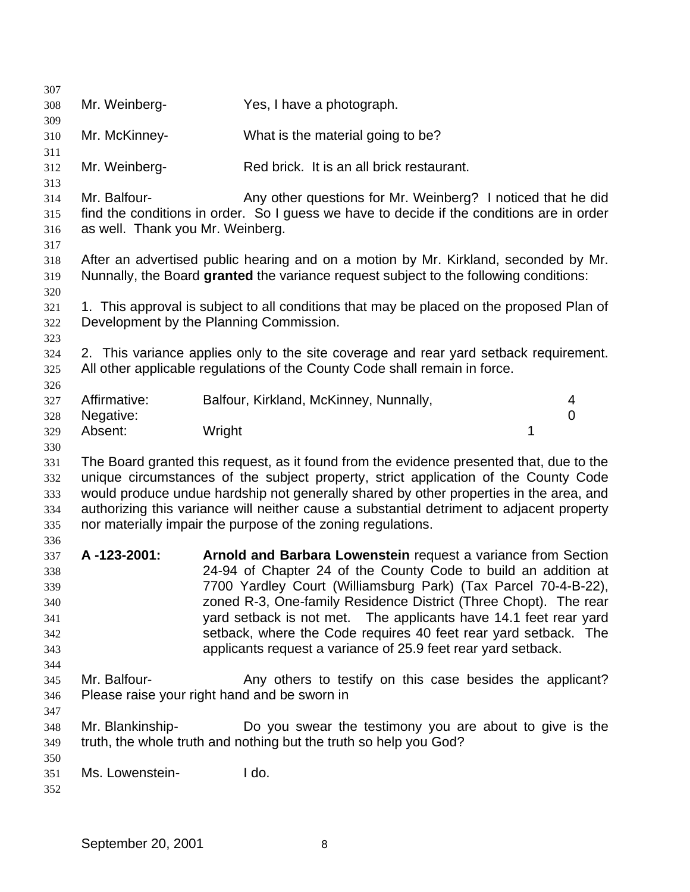Mr. Weinberg- Yes, I have a photograph.

Mr. McKinney- What is the material going to be?

Mr. Weinberg- Red brick. It is an all brick restaurant.

Mr. Balfour- Any other questions for Mr. Weinberg? I noticed that he did find the conditions in order. So I guess we have to decide if the conditions are in order as well. Thank you Mr. Weinberg.

After an advertised public hearing and on a motion by Mr. Kirkland, seconded by Mr. Nunnally, the Board **granted** the variance request subject to the following conditions:

1. This approval is subject to all conditions that may be placed on the proposed Plan of Development by the Planning Commission.

2. This variance applies only to the site coverage and rear yard setback requirement. All other applicable regulations of the County Code shall remain in force.

| | | |
|---|---|---|
| Affirmative: | Balfour, Kirkland, McKinney, Nunnally, | 4 |
| Negative: | | 0 |
| Absent: | Wright | 1 |

The Board granted this request, as it found from the evidence presented that, due to the unique circumstances of the subject property, strict application of the County Code would produce undue hardship not generally shared by other properties in the area, and authorizing this variance will neither cause a substantial detriment to adjacent property nor materially impair the purpose of the zoning regulations.

**A -123-2001:** **Arnold and Barbara Lowenstein** request a variance from Section 24-94 of Chapter 24 of the County Code to build an addition at 7700 Yardley Court (Williamsburg Park) (Tax Parcel 70-4-B-22), zoned R-3, One-family Residence District (Three Chopt). The rear yard setback is not met. The applicants have 14.1 feet rear yard setback, where the Code requires 40 feet rear yard setback. The applicants request a variance of 25.9 feet rear yard setback.

Mr. Balfour- Any others to testify on this case besides the applicant? Please raise your right hand and be sworn in

Mr. Blankinship- Do you swear the testimony you are about to give is the truth, the whole truth and nothing but the truth so help you God?

Ms. Lowenstein- I do.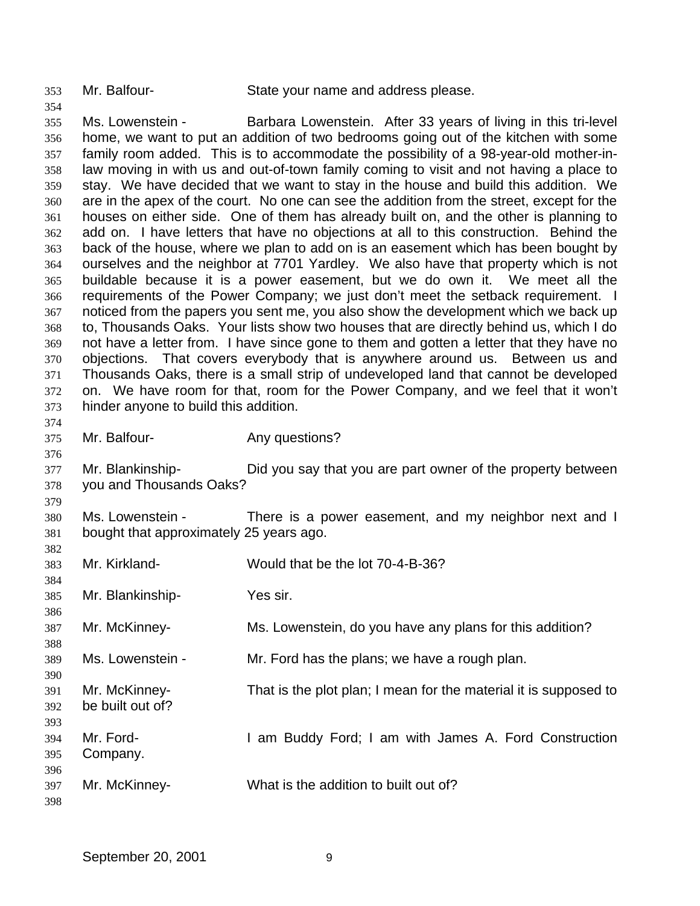Mr. Balfour- State your name and address please.

Ms. Lowenstein - Barbara Lowenstein. After 33 years of living in this tri-level home, we want to put an addition of two bedrooms going out of the kitchen with some family room added. This is to accommodate the possibility of a 98-year-old mother-in-law moving in with us and out-of-town family coming to visit and not having a place to stay. We have decided that we want to stay in the house and build this addition. We are in the apex of the court. No one can see the addition from the street, except for the houses on either side. One of them has already built on, and the other is planning to add on. I have letters that have no objections at all to this construction. Behind the back of the house, where we plan to add on is an easement which has been bought by ourselves and the neighbor at 7701 Yardley. We also have that property which is not buildable because it is a power easement, but we do own it. We meet all the requirements of the Power Company; we just don't meet the setback requirement. I noticed from the papers you sent me, you also show the development which we back up to, Thousands Oaks. Your lists show two houses that are directly behind us, which I do not have a letter from. I have since gone to them and gotten a letter that they have no objections. That covers everybody that is anywhere around us. Between us and Thousands Oaks, there is a small strip of undeveloped land that cannot be developed on. We have room for that, room for the Power Company, and we feel that it won't hinder anyone to build this addition.

Mr. Balfour- Any questions?

Mr. Blankinship- Did you say that you are part owner of the property between you and Thousands Oaks?

Ms. Lowenstein - There is a power easement, and my neighbor next and I bought that approximately 25 years ago.

Mr. Kirkland- Would that be the lot 70-4-B-36?

Mr. Blankinship- Yes sir.

Mr. McKinney- Ms. Lowenstein, do you have any plans for this addition?

Ms. Lowenstein - Mr. Ford has the plans; we have a rough plan.

Mr. McKinney- That is the plot plan; I mean for the material it is supposed to be built out of?

Mr. Ford- I am Buddy Ford; I am with James A. Ford Construction Company.

Mr. McKinney- What is the addition to built out of?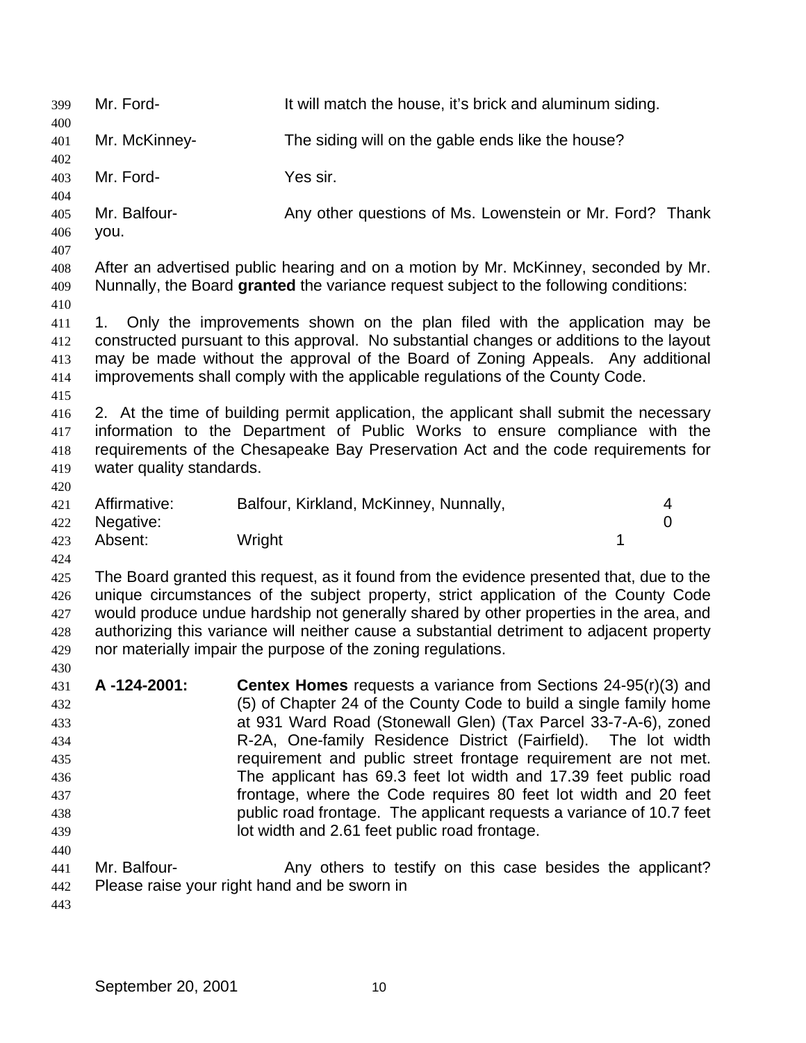Mr. Ford- It will match the house, it's brick and aluminum siding.

Mr. McKinney- The siding will on the gable ends like the house?

Mr. Ford- Yes sir.

Mr. Balfour- Any other questions of Ms. Lowenstein or Mr. Ford? Thank you.

After an advertised public hearing and on a motion by Mr. McKinney, seconded by Mr. Nunnally, the Board **granted** the variance request subject to the following conditions:

1. Only the improvements shown on the plan filed with the application may be constructed pursuant to this approval. No substantial changes or additions to the layout may be made without the approval of the Board of Zoning Appeals. Any additional improvements shall comply with the applicable regulations of the County Code.

2. At the time of building permit application, the applicant shall submit the necessary information to the Department of Public Works to ensure compliance with the requirements of the Chesapeake Bay Preservation Act and the code requirements for water quality standards.

| | | |
|---|---|---|
| Affirmative: | Balfour, Kirkland, McKinney, Nunnally, | 4 |
| Negative: | | 0 |
| Absent: | Wright | 1 |

The Board granted this request, as it found from the evidence presented that, due to the unique circumstances of the subject property, strict application of the County Code would produce undue hardship not generally shared by other properties in the area, and authorizing this variance will neither cause a substantial detriment to adjacent property nor materially impair the purpose of the zoning regulations.

**A -124-2001:** **Centex Homes** requests a variance from Sections 24-95(r)(3) and (5) of Chapter 24 of the County Code to build a single family home at 931 Ward Road (Stonewall Glen) (Tax Parcel 33-7-A-6), zoned R-2A, One-family Residence District (Fairfield). The lot width requirement and public street frontage requirement are not met. The applicant has 69.3 feet lot width and 17.39 feet public road frontage, where the Code requires 80 feet lot width and 20 feet public road frontage. The applicant requests a variance of 10.7 feet lot width and 2.61 feet public road frontage.

Mr. Balfour- Any others to testify on this case besides the applicant? Please raise your right hand and be sworn in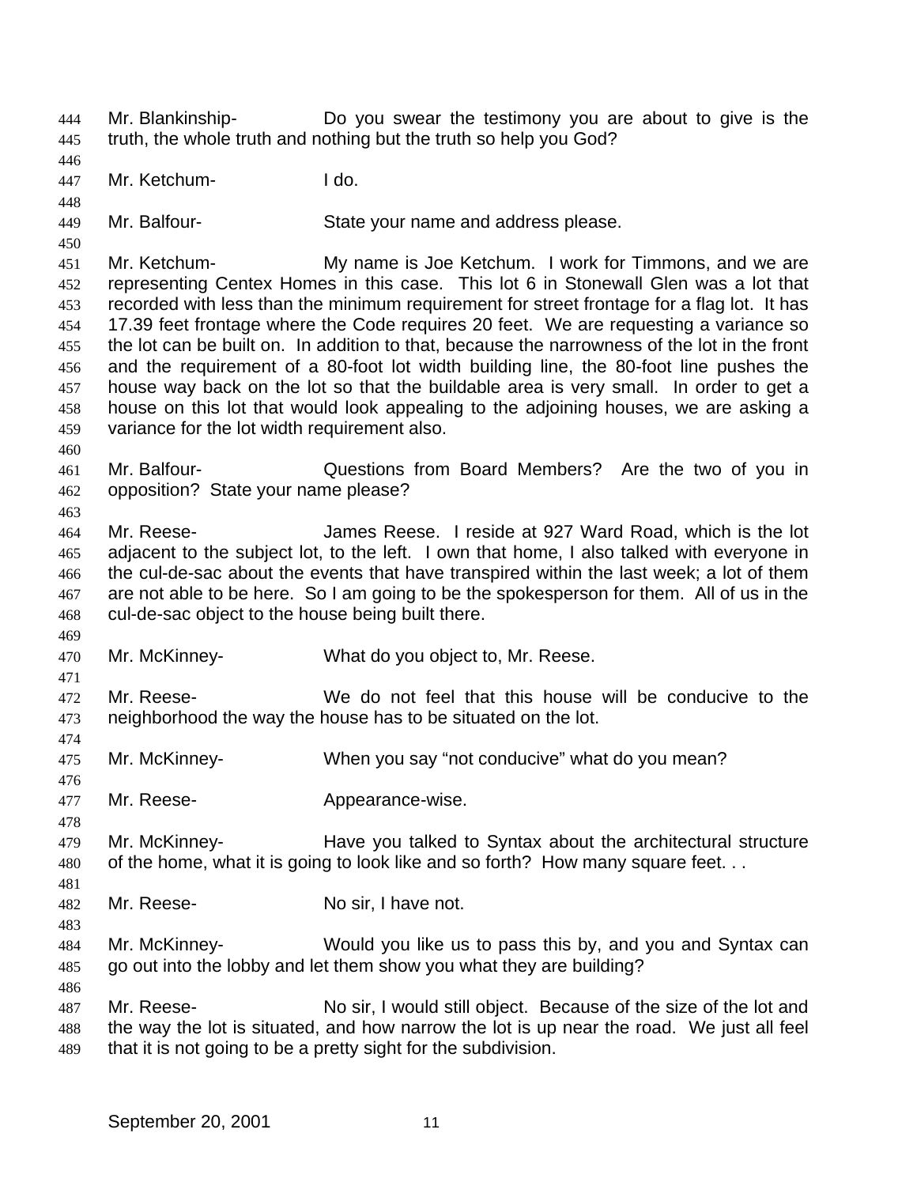Mr. Blankinship- Do you swear the testimony you are about to give is the truth, the whole truth and nothing but the truth so help you God?

Mr. Ketchum- I do.

Mr. Balfour- State your name and address please.

Mr. Ketchum- My name is Joe Ketchum. I work for Timmons, and we are representing Centex Homes in this case. This lot 6 in Stonewall Glen was a lot that recorded with less than the minimum requirement for street frontage for a flag lot. It has 17.39 feet frontage where the Code requires 20 feet. We are requesting a variance so the lot can be built on. In addition to that, because the narrowness of the lot in the front and the requirement of a 80-foot lot width building line, the 80-foot line pushes the house way back on the lot so that the buildable area is very small. In order to get a house on this lot that would look appealing to the adjoining houses, we are asking a variance for the lot width requirement also.

Mr. Balfour- Questions from Board Members? Are the two of you in opposition? State your name please?

Mr. Reese- James Reese. I reside at 927 Ward Road, which is the lot adjacent to the subject lot, to the left. I own that home, I also talked with everyone in the cul-de-sac about the events that have transpired within the last week; a lot of them are not able to be here. So I am going to be the spokesperson for them. All of us in the cul-de-sac object to the house being built there.

Mr. McKinney- What do you object to, Mr. Reese.

Mr. Reese- We do not feel that this house will be conducive to the neighborhood the way the house has to be situated on the lot.

Mr. McKinney- When you say “not conducive” what do you mean?

Mr. Reese- Appearance-wise.

Mr. McKinney- Have you talked to Syntax about the architectural structure of the home, what it is going to look like and so forth? How many square feet. . .

Mr. Reese- No sir, I have not.

Mr. McKinney- Would you like us to pass this by, and you and Syntax can go out into the lobby and let them show you what they are building?

Mr. Reese- No sir, I would still object. Because of the size of the lot and the way the lot is situated, and how narrow the lot is up near the road. We just all feel that it is not going to be a pretty sight for the subdivision.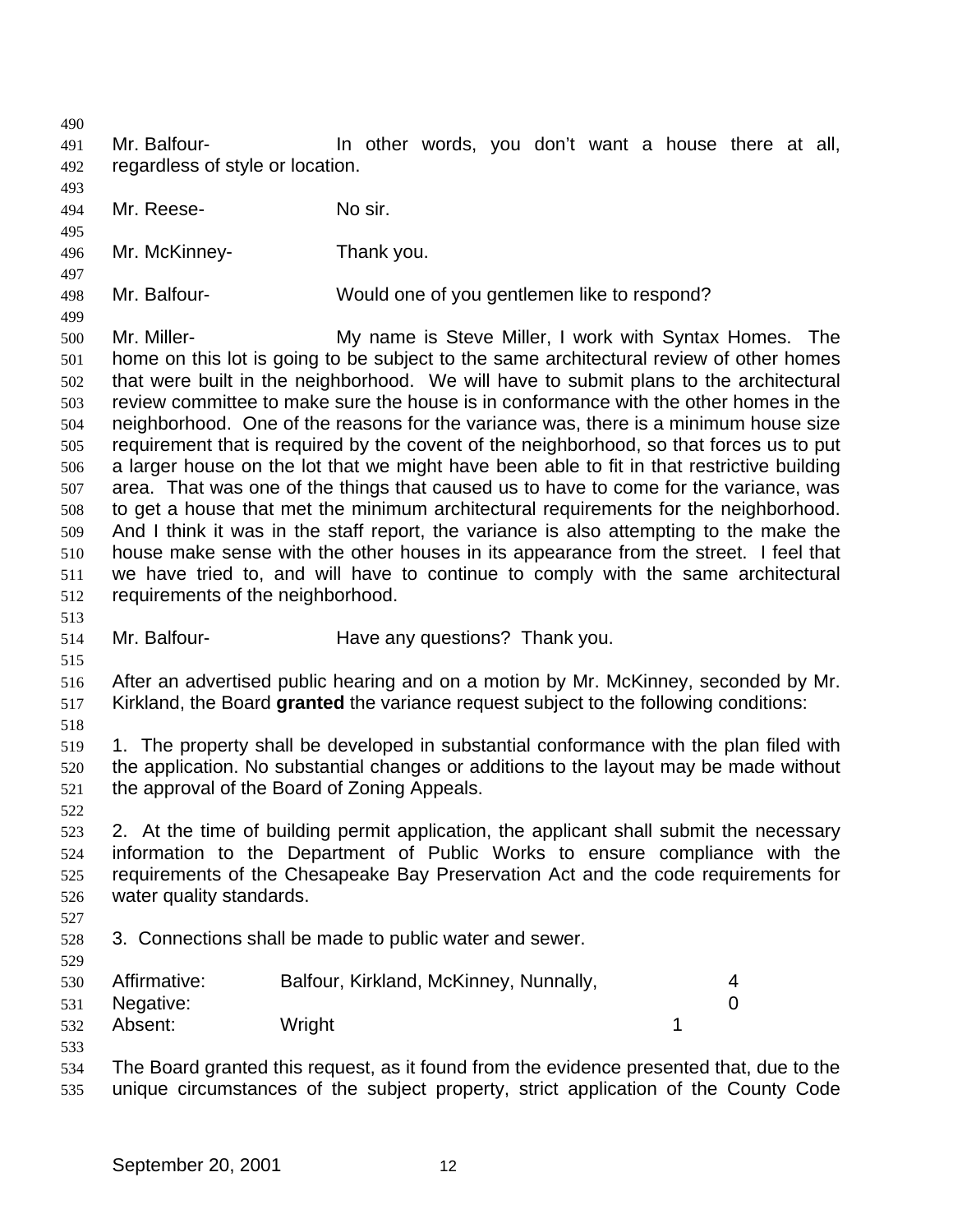Mr. Balfour- In other words, you don't want a house there at all, regardless of style or location.

Mr. Reese- No sir.

Mr. McKinney- Thank you.

Mr. Balfour- Would one of you gentlemen like to respond?

Mr. Miller- My name is Steve Miller, I work with Syntax Homes. The home on this lot is going to be subject to the same architectural review of other homes that were built in the neighborhood. We will have to submit plans to the architectural review committee to make sure the house is in conformance with the other homes in the neighborhood. One of the reasons for the variance was, there is a minimum house size requirement that is required by the covent of the neighborhood, so that forces us to put a larger house on the lot that we might have been able to fit in that restrictive building area. That was one of the things that caused us to have to come for the variance, was to get a house that met the minimum architectural requirements for the neighborhood. And I think it was in the staff report, the variance is also attempting to the make the house make sense with the other houses in its appearance from the street. I feel that we have tried to, and will have to continue to comply with the same architectural requirements of the neighborhood.

Mr. Balfour- Have any questions? Thank you.

After an advertised public hearing and on a motion by Mr. McKinney, seconded by Mr. Kirkland, the Board **granted** the variance request subject to the following conditions:

1. The property shall be developed in substantial conformance with the plan filed with the application. No substantial changes or additions to the layout may be made without the approval of the Board of Zoning Appeals.

2. At the time of building permit application, the applicant shall submit the necessary information to the Department of Public Works to ensure compliance with the requirements of the Chesapeake Bay Preservation Act and the code requirements for water quality standards.

3. Connections shall be made to public water and sewer.

| | | |
|---|---|---|
| Affirmative: | Balfour, Kirkland, McKinney, Nunnally, | 4 |
| Negative: | | 0 |
| Absent: | Wright | 1 |

The Board granted this request, as it found from the evidence presented that, due to the unique circumstances of the subject property, strict application of the County Code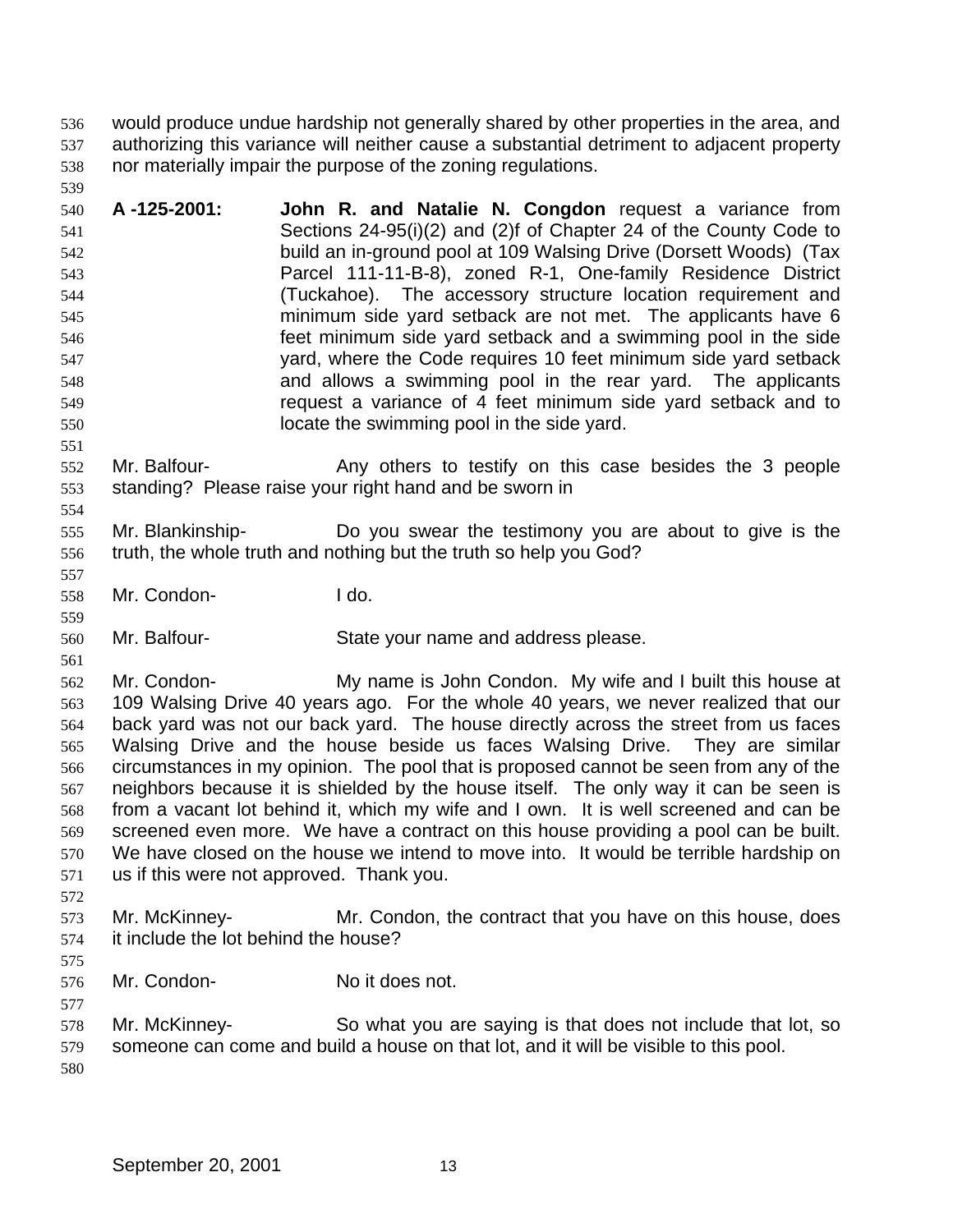would produce undue hardship not generally shared by other properties in the area, and authorizing this variance will neither cause a substantial detriment to adjacent property nor materially impair the purpose of the zoning regulations.

**A -125-2001:** **John R. and Natalie N. Congdon** request a variance from Sections 24-95(i)(2) and (2)f of Chapter 24 of the County Code to build an in-ground pool at 109 Walsing Drive (Dorsett Woods) (Tax Parcel 111-11-B-8), zoned R-1, One-family Residence District (Tuckahoe). The accessory structure location requirement and minimum side yard setback are not met. The applicants have 6 feet minimum side yard setback and a swimming pool in the side yard, where the Code requires 10 feet minimum side yard setback and allows a swimming pool in the rear yard. The applicants request a variance of 4 feet minimum side yard setback and to locate the swimming pool in the side yard.

Mr. Balfour- Any others to testify on this case besides the 3 people standing? Please raise your right hand and be sworn in

Mr. Blankinship- Do you swear the testimony you are about to give is the truth, the whole truth and nothing but the truth so help you God?

Mr. Condon- I do.

Mr. Balfour- State your name and address please.

Mr. Condon- My name is John Condon. My wife and I built this house at 109 Walsing Drive 40 years ago. For the whole 40 years, we never realized that our back yard was not our back yard. The house directly across the street from us faces Walsing Drive and the house beside us faces Walsing Drive. They are similar circumstances in my opinion. The pool that is proposed cannot be seen from any of the neighbors because it is shielded by the house itself. The only way it can be seen is from a vacant lot behind it, which my wife and I own. It is well screened and can be screened even more. We have a contract on this house providing a pool can be built. We have closed on the house we intend to move into. It would be terrible hardship on us if this were not approved. Thank you.

Mr. McKinney- Mr. Condon, the contract that you have on this house, does it include the lot behind the house?

Mr. Condon- No it does not.

Mr. McKinney- So what you are saying is that does not include that lot, so someone can come and build a house on that lot, and it will be visible to this pool.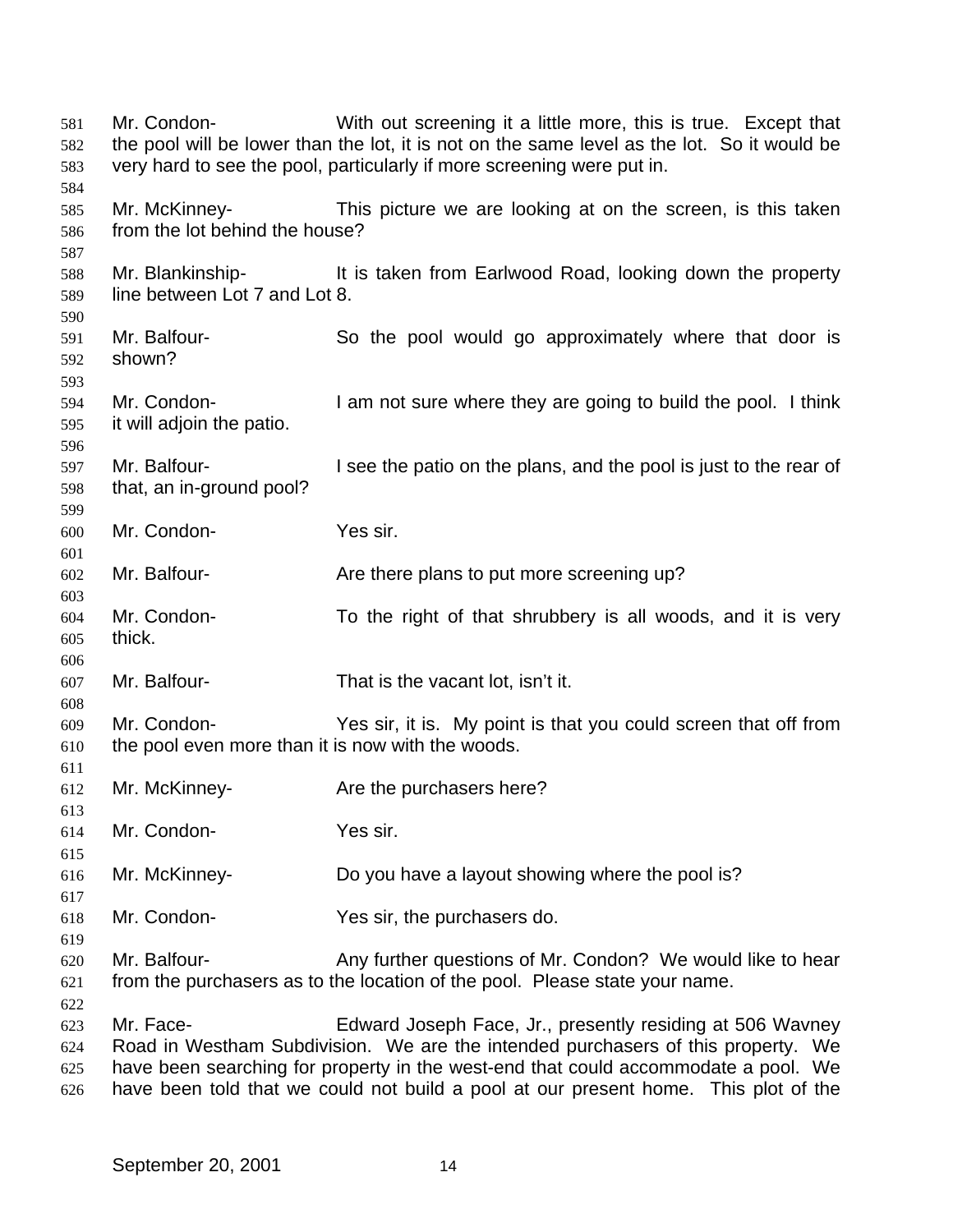Mr. Condon- With out screening it a little more, this is true. Except that the pool will be lower than the lot, it is not on the same level as the lot. So it would be very hard to see the pool, particularly if more screening were put in.

Mr. McKinney- This picture we are looking at on the screen, is this taken from the lot behind the house?

Mr. Blankinship- It is taken from Earlwood Road, looking down the property line between Lot 7 and Lot 8.

Mr. Balfour- So the pool would go approximately where that door is shown?

Mr. Condon- I am not sure where they are going to build the pool. I think it will adjoin the patio.

Mr. Balfour- I see the patio on the plans, and the pool is just to the rear of that, an in-ground pool?

Mr. Condon- Yes sir.

Mr. Balfour- Are there plans to put more screening up?

Mr. Condon- To the right of that shrubbery is all woods, and it is very thick.

Mr. Balfour- That is the vacant lot, isn't it.

Mr. Condon- Yes sir, it is. My point is that you could screen that off from the pool even more than it is now with the woods.

Mr. McKinney- Are the purchasers here?

Mr. Condon- Yes sir.

Mr. McKinney- Do you have a layout showing where the pool is?

Mr. Condon- Yes sir, the purchasers do.

Mr. Balfour- Any further questions of Mr. Condon? We would like to hear from the purchasers as to the location of the pool. Please state your name.

Mr. Face- Edward Joseph Face, Jr., presently residing at 506 Wavney Road in Westham Subdivision. We are the intended purchasers of this property. We have been searching for property in the west-end that could accommodate a pool. We have been told that we could not build a pool at our present home. This plot of the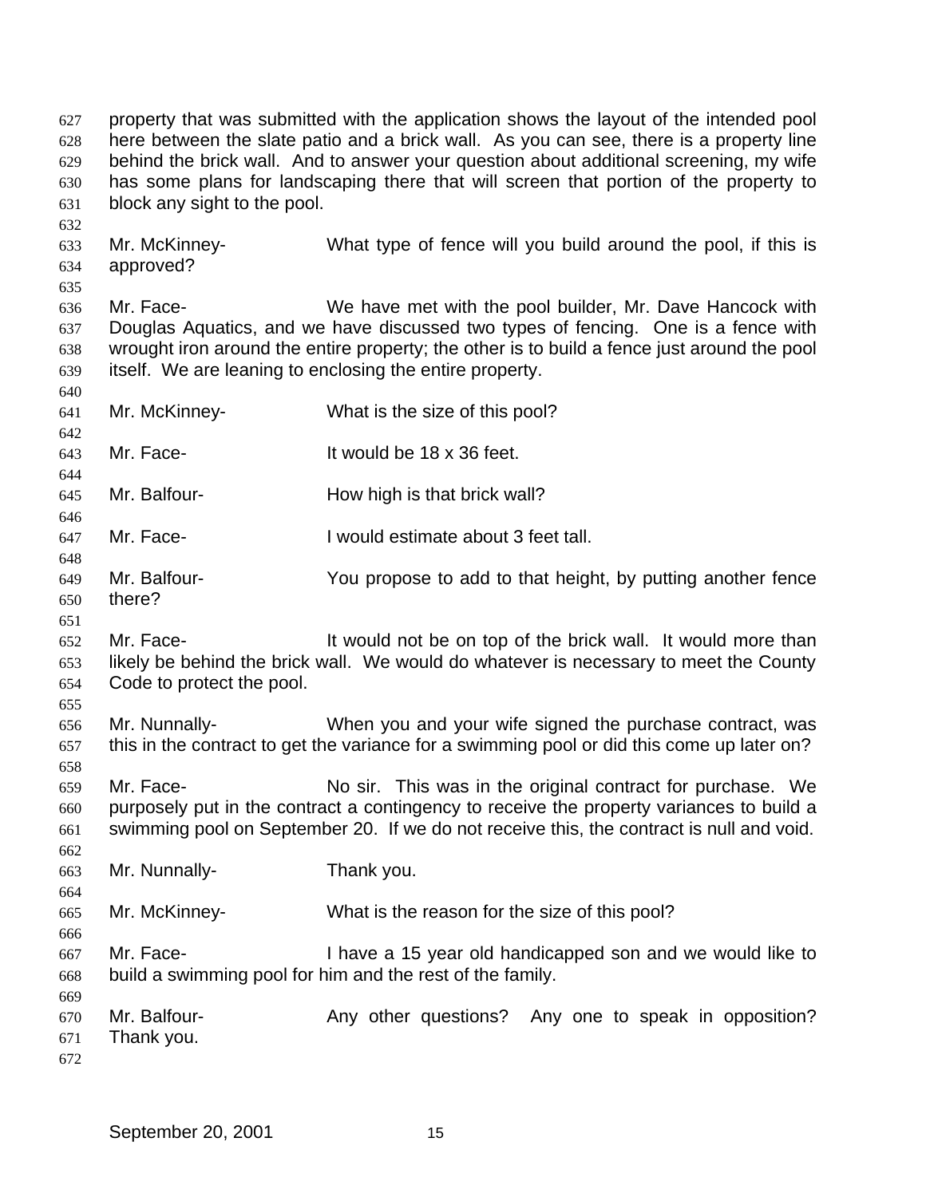property that was submitted with the application shows the layout of the intended pool here between the slate patio and a brick wall. As you can see, there is a property line behind the brick wall. And to answer your question about additional screening, my wife has some plans for landscaping there that will screen that portion of the property to block any sight to the pool.

Mr. McKinney- What type of fence will you build around the pool, if this is approved?

Mr. Face- We have met with the pool builder, Mr. Dave Hancock with Douglas Aquatics, and we have discussed two types of fencing. One is a fence with wrought iron around the entire property; the other is to build a fence just around the pool itself. We are leaning to enclosing the entire property.

Mr. McKinney- What is the size of this pool?

Mr. Face- It would be 18 x 36 feet.

Mr. Balfour- How high is that brick wall?

Mr. Face- I would estimate about 3 feet tall.

Mr. Balfour- You propose to add to that height, by putting another fence there?

Mr. Face- It would not be on top of the brick wall. It would more than likely be behind the brick wall. We would do whatever is necessary to meet the County Code to protect the pool.

Mr. Nunnally- When you and your wife signed the purchase contract, was this in the contract to get the variance for a swimming pool or did this come up later on?

Mr. Face- No sir. This was in the original contract for purchase. We purposely put in the contract a contingency to receive the property variances to build a swimming pool on September 20. If we do not receive this, the contract is null and void.

Mr. Nunnally- Thank you.

Mr. McKinney- What is the reason for the size of this pool?

Mr. Face- I have a 15 year old handicapped son and we would like to build a swimming pool for him and the rest of the family.

Mr. Balfour- Any other questions? Any one to speak in opposition? Thank you.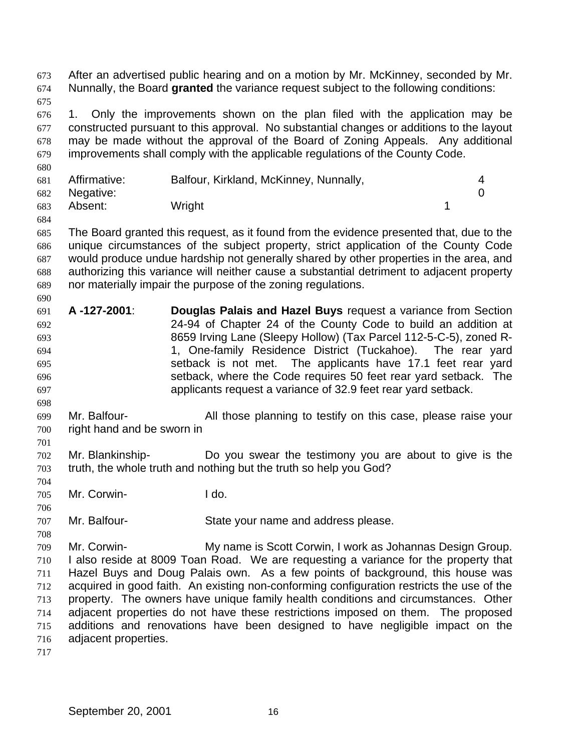After an advertised public hearing and on a motion by Mr. McKinney, seconded by Mr. Nunnally, the Board **granted** the variance request subject to the following conditions:

1. Only the improvements shown on the plan filed with the application may be constructed pursuant to this approval. No substantial changes or additions to the layout may be made without the approval of the Board of Zoning Appeals. Any additional improvements shall comply with the applicable regulations of the County Code.

| | | |
|---|---|---|
| Affirmative: | Balfour, Kirkland, McKinney, Nunnally, | 4 |
| Negative: | | 0 |
| Absent: | Wright | 1 |

The Board granted this request, as it found from the evidence presented that, due to the unique circumstances of the subject property, strict application of the County Code would produce undue hardship not generally shared by other properties in the area, and authorizing this variance will neither cause a substantial detriment to adjacent property nor materially impair the purpose of the zoning regulations.

**A -127-2001**: **Douglas Palais and Hazel Buys** request a variance from Section 24-94 of Chapter 24 of the County Code to build an addition at 8659 Irving Lane (Sleepy Hollow) (Tax Parcel 112-5-C-5), zoned R-1, One-family Residence District (Tuckahoe). The rear yard setback is not met. The applicants have 17.1 feet rear yard setback, where the Code requires 50 feet rear yard setback. The applicants request a variance of 32.9 feet rear yard setback.

Mr. Balfour- All those planning to testify on this case, please raise your right hand and be sworn in

Mr. Blankinship- Do you swear the testimony you are about to give is the truth, the whole truth and nothing but the truth so help you God?

Mr. Corwin- I do.

Mr. Balfour- State your name and address please.

Mr. Corwin- My name is Scott Corwin, I work as Johannas Design Group. I also reside at 8009 Toan Road. We are requesting a variance for the property that Hazel Buys and Doug Palais own. As a few points of background, this house was acquired in good faith. An existing non-conforming configuration restricts the use of the property. The owners have unique family health conditions and circumstances. Other adjacent properties do not have these restrictions imposed on them. The proposed additions and renovations have been designed to have negligible impact on the adjacent properties.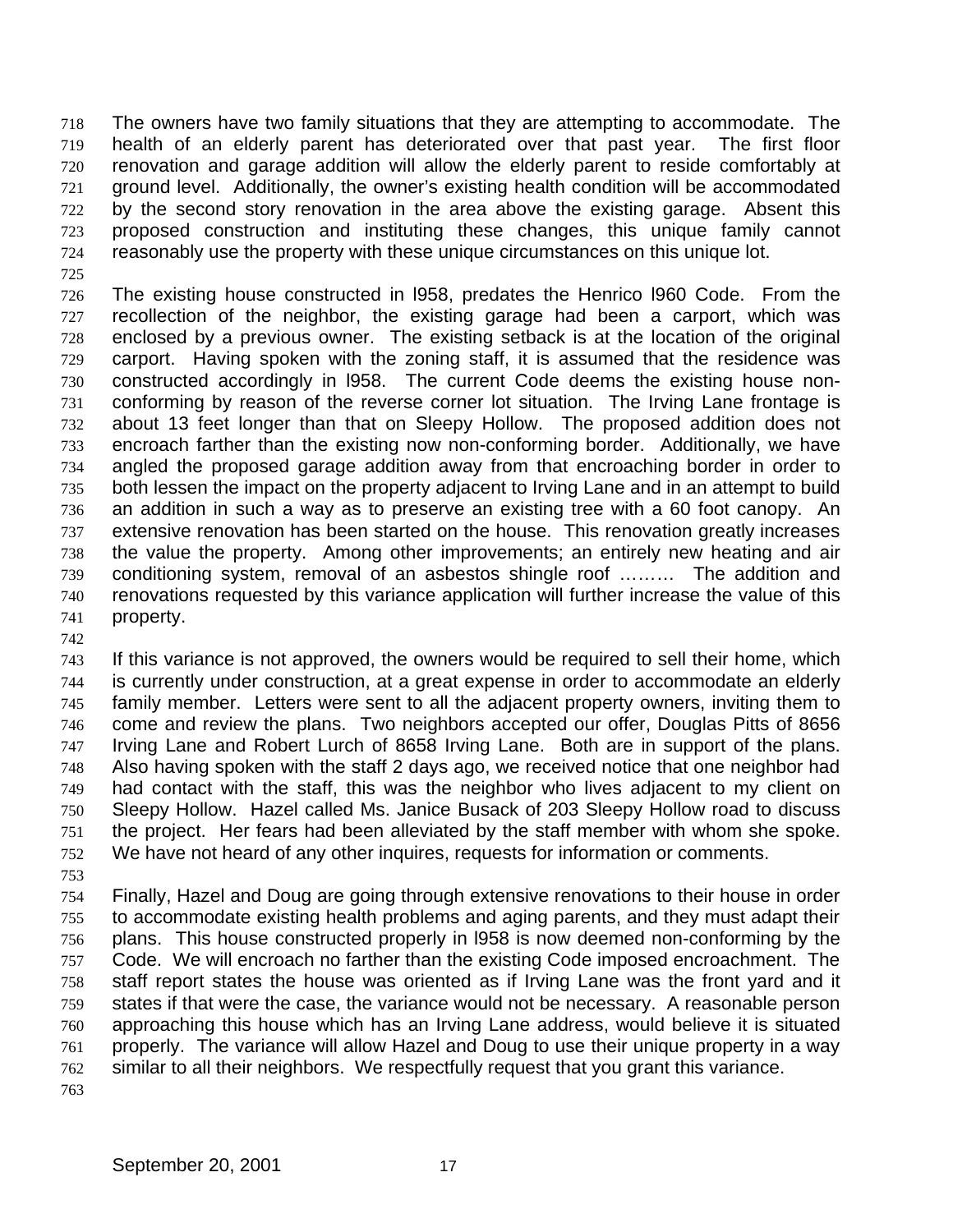The owners have two family situations that they are attempting to accommodate. The health of an elderly parent has deteriorated over that past year. The first floor renovation and garage addition will allow the elderly parent to reside comfortably at ground level. Additionally, the owner's existing health condition will be accommodated by the second story renovation in the area above the existing garage. Absent this proposed construction and instituting these changes, this unique family cannot reasonably use the property with these unique circumstances on this unique lot.

The existing house constructed in l958, predates the Henrico l960 Code. From the recollection of the neighbor, the existing garage had been a carport, which was enclosed by a previous owner. The existing setback is at the location of the original carport. Having spoken with the zoning staff, it is assumed that the residence was constructed accordingly in l958. The current Code deems the existing house non-conforming by reason of the reverse corner lot situation. The Irving Lane frontage is about 13 feet longer than that on Sleepy Hollow. The proposed addition does not encroach farther than the existing now non-conforming border. Additionally, we have angled the proposed garage addition away from that encroaching border in order to both lessen the impact on the property adjacent to Irving Lane and in an attempt to build an addition in such a way as to preserve an existing tree with a 60 foot canopy. An extensive renovation has been started on the house. This renovation greatly increases the value the property. Among other improvements; an entirely new heating and air conditioning system, removal of an asbestos shingle roof ……… The addition and renovations requested by this variance application will further increase the value of this property.

If this variance is not approved, the owners would be required to sell their home, which is currently under construction, at a great expense in order to accommodate an elderly family member. Letters were sent to all the adjacent property owners, inviting them to come and review the plans. Two neighbors accepted our offer, Douglas Pitts of 8656 Irving Lane and Robert Lurch of 8658 Irving Lane. Both are in support of the plans. Also having spoken with the staff 2 days ago, we received notice that one neighbor had had contact with the staff, this was the neighbor who lives adjacent to my client on Sleepy Hollow. Hazel called Ms. Janice Busack of 203 Sleepy Hollow road to discuss the project. Her fears had been alleviated by the staff member with whom she spoke. We have not heard of any other inquires, requests for information or comments.

Finally, Hazel and Doug are going through extensive renovations to their house in order to accommodate existing health problems and aging parents, and they must adapt their plans. This house constructed properly in l958 is now deemed non-conforming by the Code. We will encroach no farther than the existing Code imposed encroachment. The staff report states the house was oriented as if Irving Lane was the front yard and it states if that were the case, the variance would not be necessary. A reasonable person approaching this house which has an Irving Lane address, would believe it is situated properly. The variance will allow Hazel and Doug to use their unique property in a way similar to all their neighbors. We respectfully request that you grant this variance.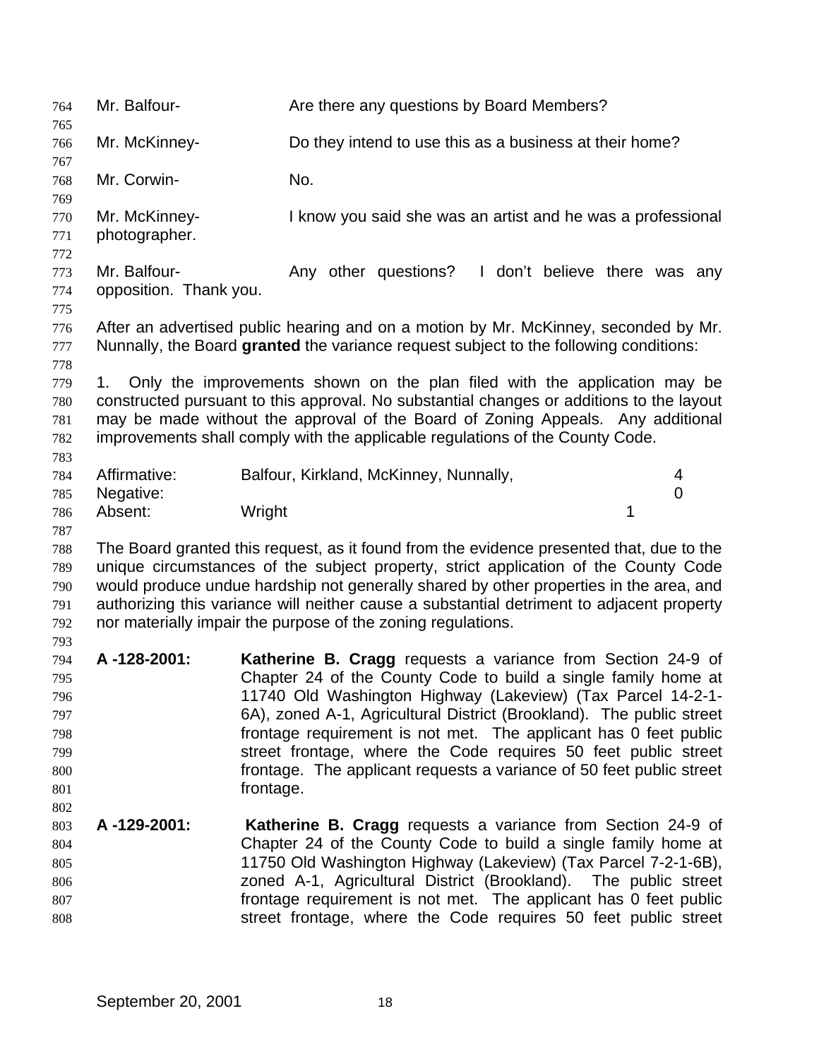Mr. Balfour- Are there any questions by Board Members?

Mr. McKinney- Do they intend to use this as a business at their home?

Mr. Corwin- No.

Mr. McKinney- I know you said she was an artist and he was a professional photographer.

Mr. Balfour- Any other questions? I don't believe there was any opposition. Thank you.

After an advertised public hearing and on a motion by Mr. McKinney, seconded by Mr. Nunnally, the Board **granted** the variance request subject to the following conditions:

1. Only the improvements shown on the plan filed with the application may be constructed pursuant to this approval. No substantial changes or additions to the layout may be made without the approval of the Board of Zoning Appeals. Any additional improvements shall comply with the applicable regulations of the County Code.

| | | |
|---|---|---|
| Affirmative: | Balfour, Kirkland, McKinney, Nunnally, | 4 |
| Negative: | | 0 |
| Absent: | Wright | 1 |

The Board granted this request, as it found from the evidence presented that, due to the unique circumstances of the subject property, strict application of the County Code would produce undue hardship not generally shared by other properties in the area, and authorizing this variance will neither cause a substantial detriment to adjacent property nor materially impair the purpose of the zoning regulations.

**A -128-2001:** **Katherine B. Cragg** requests a variance from Section 24-9 of Chapter 24 of the County Code to build a single family home at 11740 Old Washington Highway (Lakeview) (Tax Parcel 14-2-1-6A), zoned A-1, Agricultural District (Brookland). The public street frontage requirement is not met. The applicant has 0 feet public street frontage, where the Code requires 50 feet public street frontage. The applicant requests a variance of 50 feet public street frontage.

**A -129-2001:** **Katherine B. Cragg** requests a variance from Section 24-9 of Chapter 24 of the County Code to build a single family home at 11750 Old Washington Highway (Lakeview) (Tax Parcel 7-2-1-6B), zoned A-1, Agricultural District (Brookland). The public street frontage requirement is not met. The applicant has 0 feet public street frontage, where the Code requires 50 feet public street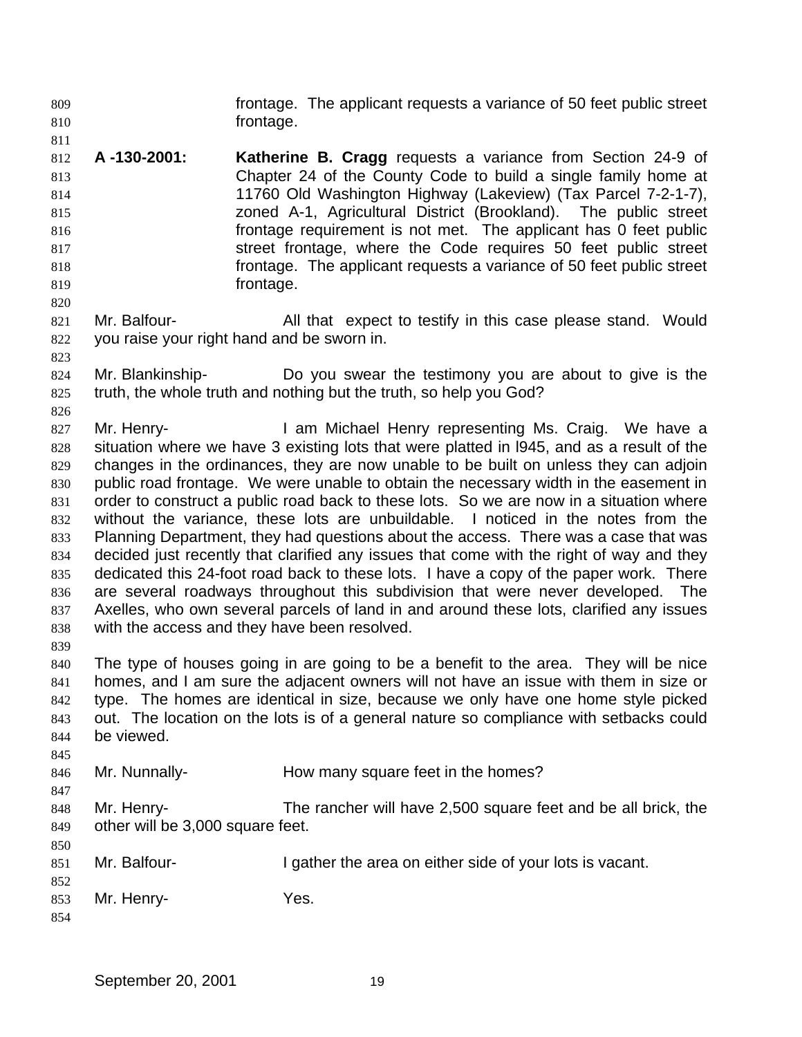frontage. The applicant requests a variance of 50 feet public street frontage.

**A -130-2001:** **Katherine B. Cragg** requests a variance from Section 24-9 of Chapter 24 of the County Code to build a single family home at 11760 Old Washington Highway (Lakeview) (Tax Parcel 7-2-1-7), zoned A-1, Agricultural District (Brookland). The public street frontage requirement is not met. The applicant has 0 feet public street frontage, where the Code requires 50 feet public street frontage. The applicant requests a variance of 50 feet public street frontage.

Mr. Balfour- All that expect to testify in this case please stand. Would you raise your right hand and be sworn in.

Mr. Blankinship- Do you swear the testimony you are about to give is the truth, the whole truth and nothing but the truth, so help you God?

Mr. Henry- I am Michael Henry representing Ms. Craig. We have a situation where we have 3 existing lots that were platted in l945, and as a result of the changes in the ordinances, they are now unable to be built on unless they can adjoin public road frontage. We were unable to obtain the necessary width in the easement in order to construct a public road back to these lots. So we are now in a situation where without the variance, these lots are unbuildable. I noticed in the notes from the Planning Department, they had questions about the access. There was a case that was decided just recently that clarified any issues that come with the right of way and they dedicated this 24-foot road back to these lots. I have a copy of the paper work. There are several roadways throughout this subdivision that were never developed. The Axelles, who own several parcels of land in and around these lots, clarified any issues with the access and they have been resolved.

The type of houses going in are going to be a benefit to the area. They will be nice homes, and I am sure the adjacent owners will not have an issue with them in size or type. The homes are identical in size, because we only have one home style picked out. The location on the lots is of a general nature so compliance with setbacks could be viewed.

Mr. Nunnally- How many square feet in the homes?

Mr. Henry- The rancher will have 2,500 square feet and be all brick, the other will be 3,000 square feet.

Mr. Balfour- I gather the area on either side of your lots is vacant.

Mr. Henry- Yes.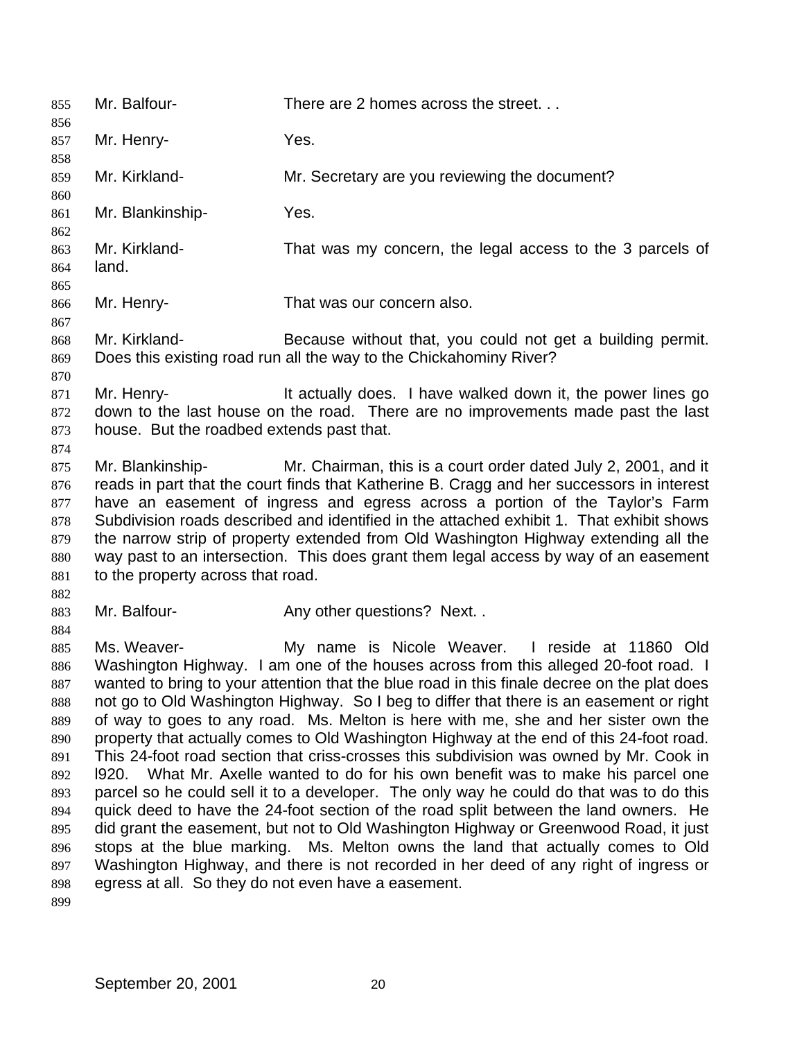Mr. Balfour- There are 2 homes across the street. . .

Mr. Henry- Yes.

Mr. Kirkland- Mr. Secretary are you reviewing the document?

Mr. Blankinship- Yes.

Mr. Kirkland- That was my concern, the legal access to the 3 parcels of land.

Mr. Henry- That was our concern also.

Mr. Kirkland- Because without that, you could not get a building permit. Does this existing road run all the way to the Chickahominy River?

Mr. Henry- It actually does. I have walked down it, the power lines go down to the last house on the road. There are no improvements made past the last house. But the roadbed extends past that.

Mr. Blankinship- Mr. Chairman, this is a court order dated July 2, 2001, and it reads in part that the court finds that Katherine B. Cragg and her successors in interest have an easement of ingress and egress across a portion of the Taylor's Farm Subdivision roads described and identified in the attached exhibit 1. That exhibit shows the narrow strip of property extended from Old Washington Highway extending all the way past to an intersection. This does grant them legal access by way of an easement to the property across that road.

Mr. Balfour- Any other questions? Next. .

Ms. Weaver- My name is Nicole Weaver. I reside at 11860 Old Washington Highway. I am one of the houses across from this alleged 20-foot road. I wanted to bring to your attention that the blue road in this finale decree on the plat does not go to Old Washington Highway. So I beg to differ that there is an easement or right of way to goes to any road. Ms. Melton is here with me, she and her sister own the property that actually comes to Old Washington Highway at the end of this 24-foot road. This 24-foot road section that criss-crosses this subdivision was owned by Mr. Cook in l920. What Mr. Axelle wanted to do for his own benefit was to make his parcel one parcel so he could sell it to a developer. The only way he could do that was to do this quick deed to have the 24-foot section of the road split between the land owners. He did grant the easement, but not to Old Washington Highway or Greenwood Road, it just stops at the blue marking. Ms. Melton owns the land that actually comes to Old Washington Highway, and there is not recorded in her deed of any right of ingress or egress at all. So they do not even have a easement.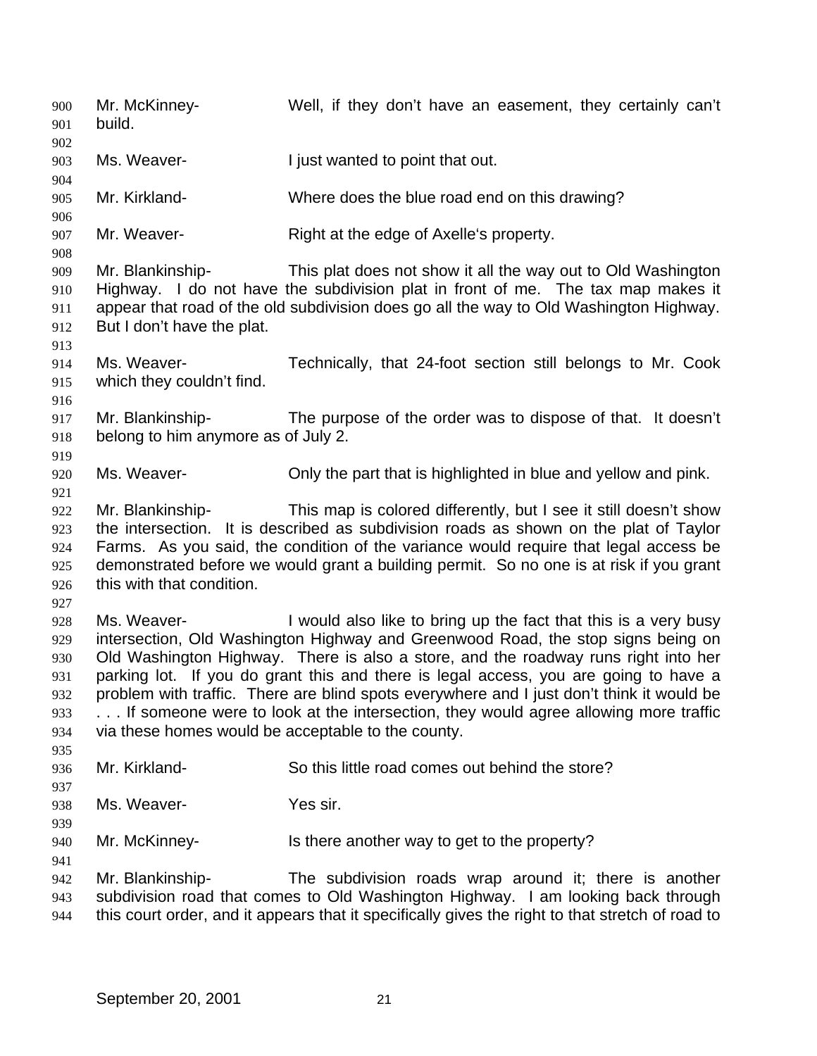Mr. McKinney- Well, if they don't have an easement, they certainly can't build.

Ms. Weaver- I just wanted to point that out.

Mr. Kirkland- Where does the blue road end on this drawing?

Mr. Weaver- Right at the edge of Axelle's property.

Mr. Blankinship- This plat does not show it all the way out to Old Washington Highway. I do not have the subdivision plat in front of me. The tax map makes it appear that road of the old subdivision does go all the way to Old Washington Highway. But I don't have the plat.

Ms. Weaver- Technically, that 24-foot section still belongs to Mr. Cook which they couldn't find.

Mr. Blankinship- The purpose of the order was to dispose of that. It doesn't belong to him anymore as of July 2.

Ms. Weaver- Only the part that is highlighted in blue and yellow and pink.

Mr. Blankinship- This map is colored differently, but I see it still doesn't show the intersection. It is described as subdivision roads as shown on the plat of Taylor Farms. As you said, the condition of the variance would require that legal access be demonstrated before we would grant a building permit. So no one is at risk if you grant this with that condition.

Ms. Weaver- I would also like to bring up the fact that this is a very busy intersection, Old Washington Highway and Greenwood Road, the stop signs being on Old Washington Highway. There is also a store, and the roadway runs right into her parking lot. If you do grant this and there is legal access, you are going to have a problem with traffic. There are blind spots everywhere and I just don't think it would be . . . If someone were to look at the intersection, they would agree allowing more traffic via these homes would be acceptable to the county.

Mr. Kirkland- So this little road comes out behind the store?

Ms. Weaver- Yes sir.

Mr. McKinney- Is there another way to get to the property?

Mr. Blankinship- The subdivision roads wrap around it; there is another subdivision road that comes to Old Washington Highway. I am looking back through this court order, and it appears that it specifically gives the right to that stretch of road to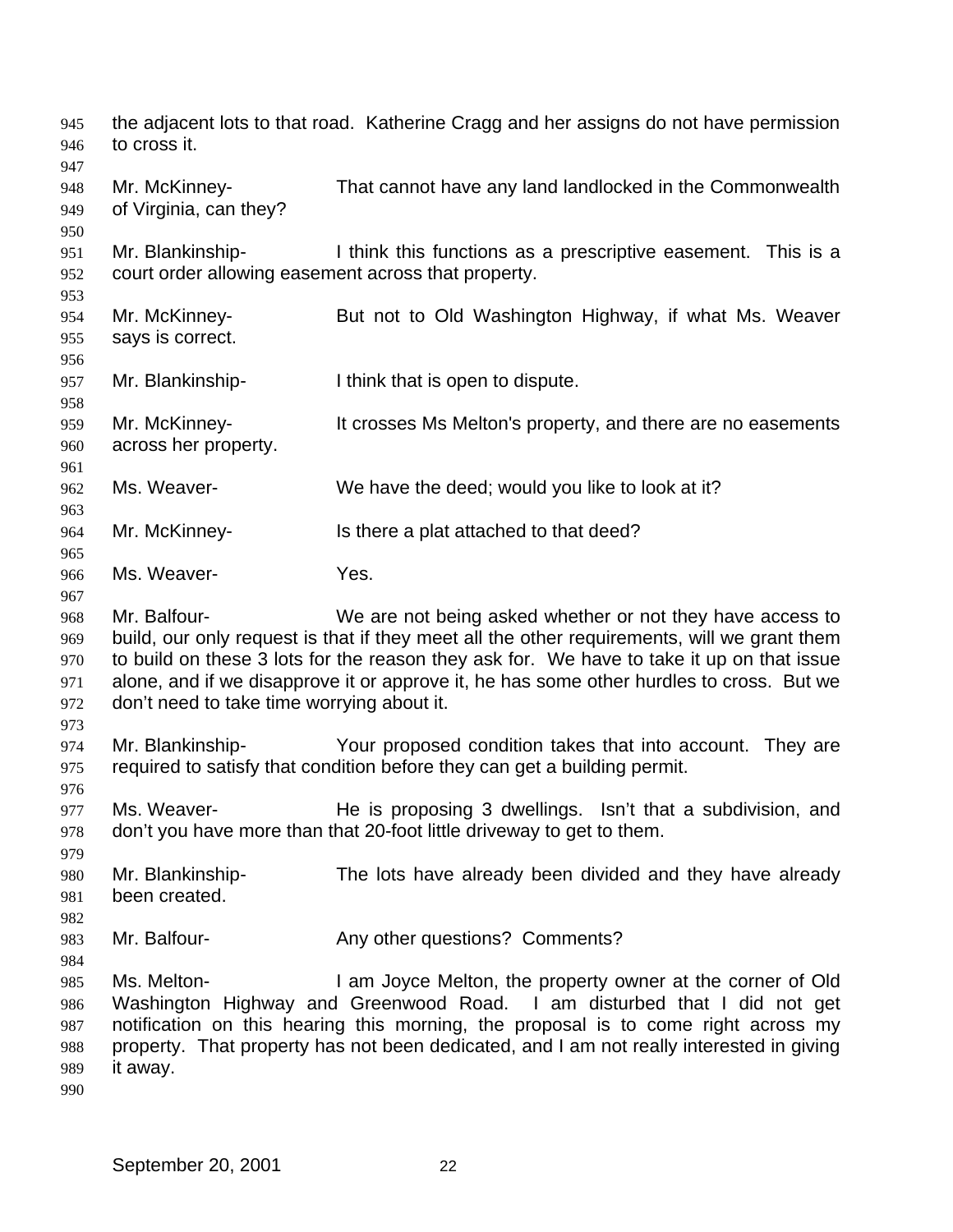the adjacent lots to that road. Katherine Cragg and her assigns do not have permission to cross it.

Mr. McKinney- That cannot have any land landlocked in the Commonwealth of Virginia, can they?

Mr. Blankinship- I think this functions as a prescriptive easement. This is a court order allowing easement across that property.

Mr. McKinney- But not to Old Washington Highway, if what Ms. Weaver says is correct.

Mr. Blankinship- I think that is open to dispute.

Mr. McKinney- It crosses Ms Melton's property, and there are no easements across her property.

Ms. Weaver- We have the deed; would you like to look at it?

Mr. McKinney- Is there a plat attached to that deed?

Ms. Weaver- Yes.

Mr. Balfour- We are not being asked whether or not they have access to build, our only request is that if they meet all the other requirements, will we grant them to build on these 3 lots for the reason they ask for. We have to take it up on that issue alone, and if we disapprove it or approve it, he has some other hurdles to cross. But we don't need to take time worrying about it.

Mr. Blankinship- Your proposed condition takes that into account. They are required to satisfy that condition before they can get a building permit.

Ms. Weaver- He is proposing 3 dwellings. Isn't that a subdivision, and don't you have more than that 20-foot little driveway to get to them.

Mr. Blankinship- The lots have already been divided and they have already been created.

Mr. Balfour- Any other questions? Comments?

Ms. Melton- I am Joyce Melton, the property owner at the corner of Old Washington Highway and Greenwood Road. I am disturbed that I did not get notification on this hearing this morning, the proposal is to come right across my property. That property has not been dedicated, and I am not really interested in giving it away.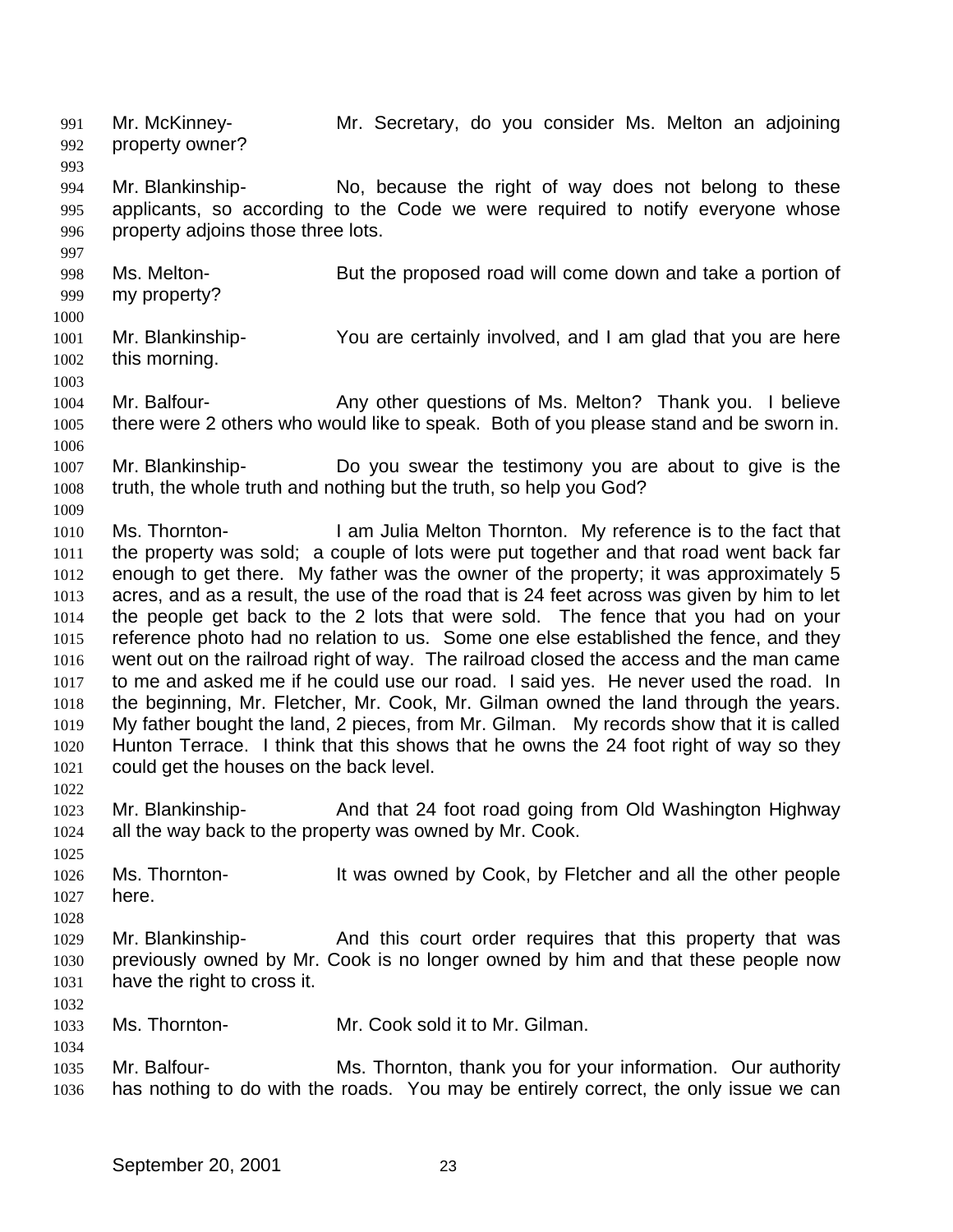Mr. McKinney- Mr. Secretary, do you consider Ms. Melton an adjoining property owner?

Mr. Blankinship- No, because the right of way does not belong to these applicants, so according to the Code we were required to notify everyone whose property adjoins those three lots.

Ms. Melton- But the proposed road will come down and take a portion of my property?

Mr. Blankinship- You are certainly involved, and I am glad that you are here this morning.

Mr. Balfour- Any other questions of Ms. Melton? Thank you. I believe there were 2 others who would like to speak. Both of you please stand and be sworn in.

Mr. Blankinship- Do you swear the testimony you are about to give is the truth, the whole truth and nothing but the truth, so help you God?

Ms. Thornton- I am Julia Melton Thornton. My reference is to the fact that the property was sold; a couple of lots were put together and that road went back far enough to get there. My father was the owner of the property; it was approximately 5 acres, and as a result, the use of the road that is 24 feet across was given by him to let the people get back to the 2 lots that were sold. The fence that you had on your reference photo had no relation to us. Some one else established the fence, and they went out on the railroad right of way. The railroad closed the access and the man came to me and asked me if he could use our road. I said yes. He never used the road. In the beginning, Mr. Fletcher, Mr. Cook, Mr. Gilman owned the land through the years. My father bought the land, 2 pieces, from Mr. Gilman. My records show that it is called Hunton Terrace. I think that this shows that he owns the 24 foot right of way so they could get the houses on the back level.

Mr. Blankinship- And that 24 foot road going from Old Washington Highway all the way back to the property was owned by Mr. Cook.

Ms. Thornton- It was owned by Cook, by Fletcher and all the other people here.

Mr. Blankinship- And this court order requires that this property that was previously owned by Mr. Cook is no longer owned by him and that these people now have the right to cross it.

Ms. Thornton- Mr. Cook sold it to Mr. Gilman.

Mr. Balfour- Ms. Thornton, thank you for your information. Our authority has nothing to do with the roads. You may be entirely correct, the only issue we can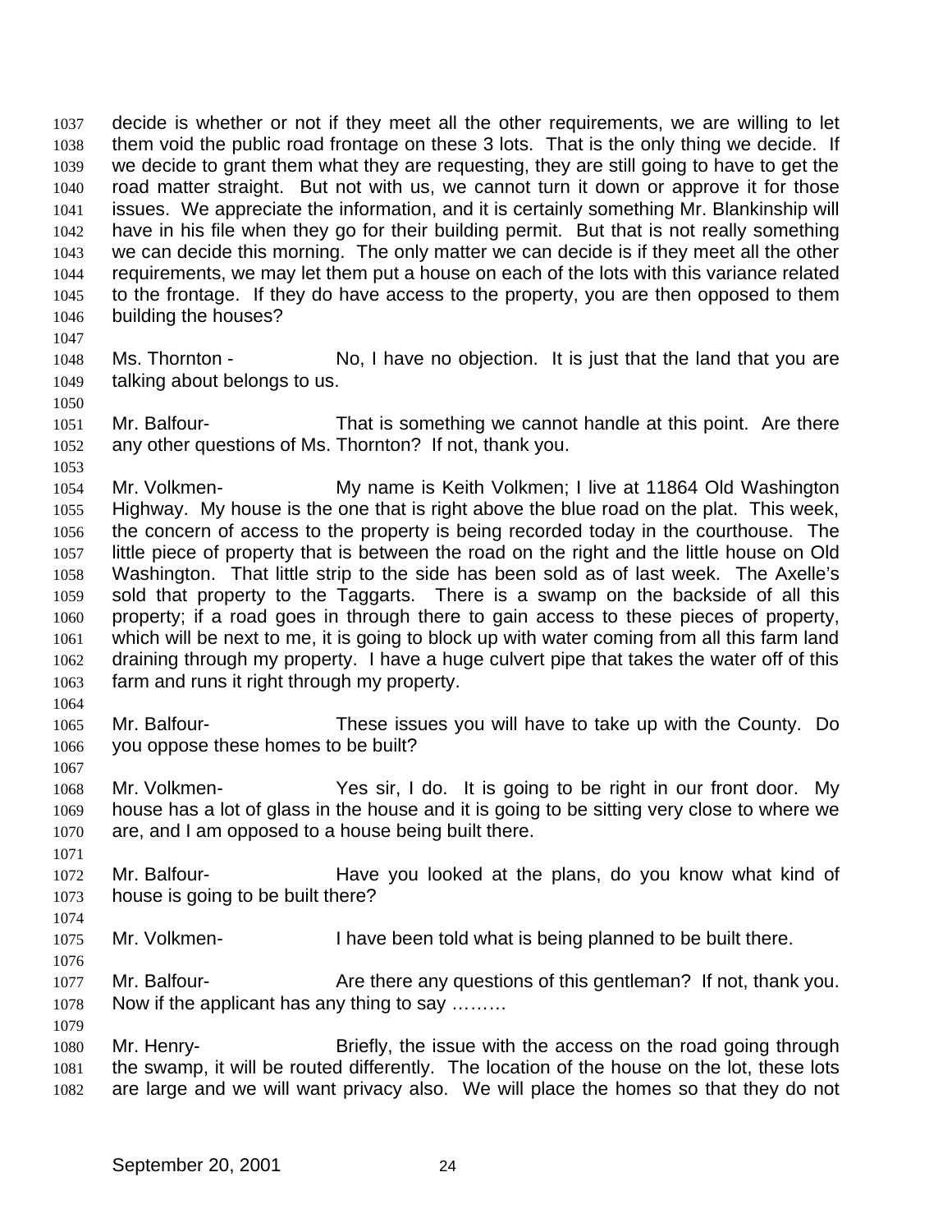decide is whether or not if they meet all the other requirements, we are willing to let them void the public road frontage on these 3 lots. That is the only thing we decide. If we decide to grant them what they are requesting, they are still going to have to get the road matter straight. But not with us, we cannot turn it down or approve it for those issues. We appreciate the information, and it is certainly something Mr. Blankinship will have in his file when they go for their building permit. But that is not really something we can decide this morning. The only matter we can decide is if they meet all the other requirements, we may let them put a house on each of the lots with this variance related to the frontage. If they do have access to the property, you are then opposed to them building the houses?

Ms. Thornton - No, I have no objection. It is just that the land that you are talking about belongs to us.

Mr. Balfour- That is something we cannot handle at this point. Are there any other questions of Ms. Thornton? If not, thank you.

Mr. Volkmen- My name is Keith Volkmen; I live at 11864 Old Washington Highway. My house is the one that is right above the blue road on the plat. This week, the concern of access to the property is being recorded today in the courthouse. The little piece of property that is between the road on the right and the little house on Old Washington. That little strip to the side has been sold as of last week. The Axelle's sold that property to the Taggarts. There is a swamp on the backside of all this property; if a road goes in through there to gain access to these pieces of property, which will be next to me, it is going to block up with water coming from all this farm land draining through my property. I have a huge culvert pipe that takes the water off of this farm and runs it right through my property.

Mr. Balfour- These issues you will have to take up with the County. Do you oppose these homes to be built?

Mr. Volkmen- Yes sir, I do. It is going to be right in our front door. My house has a lot of glass in the house and it is going to be sitting very close to where we are, and I am opposed to a house being built there.

Mr. Balfour- Have you looked at the plans, do you know what kind of house is going to be built there?

Mr. Volkmen- I have been told what is being planned to be built there.

Mr. Balfour- Are there any questions of this gentleman? If not, thank you. Now if the applicant has any thing to say ………

Mr. Henry- Briefly, the issue with the access on the road going through the swamp, it will be routed differently. The location of the house on the lot, these lots are large and we will want privacy also. We will place the homes so that they do not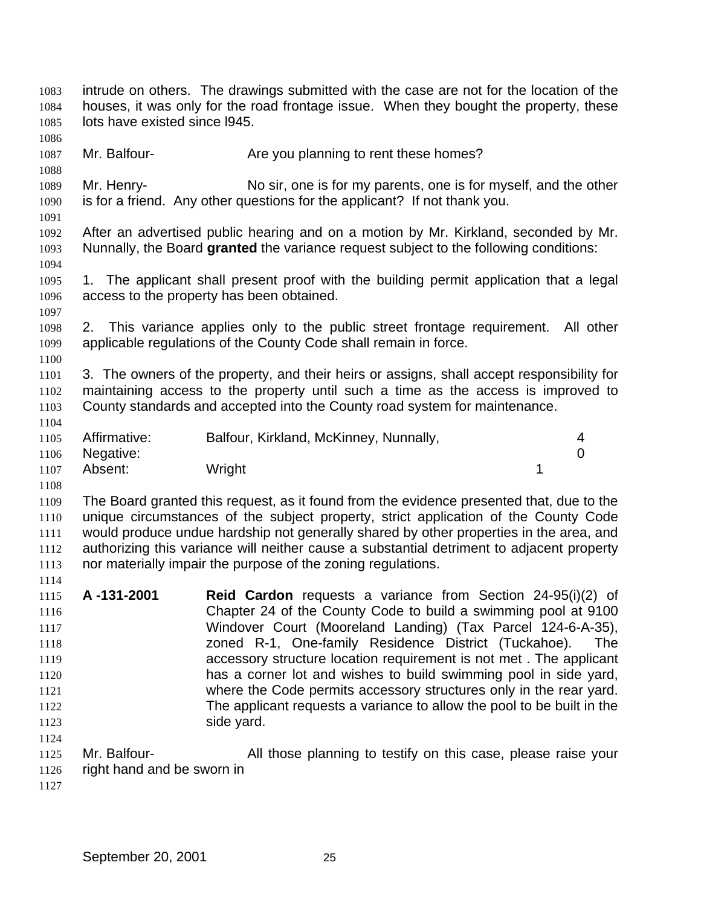intrude on others. The drawings submitted with the case are not for the location of the houses, it was only for the road frontage issue. When they bought the property, these lots have existed since l945.

Mr. Balfour- Are you planning to rent these homes?

Mr. Henry- No sir, one is for my parents, one is for myself, and the other is for a friend. Any other questions for the applicant? If not thank you.

After an advertised public hearing and on a motion by Mr. Kirkland, seconded by Mr. Nunnally, the Board **granted** the variance request subject to the following conditions:

1. The applicant shall present proof with the building permit application that a legal access to the property has been obtained.

2. This variance applies only to the public street frontage requirement. All other applicable regulations of the County Code shall remain in force.

3. The owners of the property, and their heirs or assigns, shall accept responsibility for maintaining access to the property until such a time as the access is improved to County standards and accepted into the County road system for maintenance.

| | | |
|---|---|---|
| Affirmative: | Balfour, Kirkland, McKinney, Nunnally, | 4 |
| Negative: | | 0 |
| Absent: | Wright | 1 |

The Board granted this request, as it found from the evidence presented that, due to the unique circumstances of the subject property, strict application of the County Code would produce undue hardship not generally shared by other properties in the area, and authorizing this variance will neither cause a substantial detriment to adjacent property nor materially impair the purpose of the zoning regulations.

**A -131-2001** **Reid Cardon** requests a variance from Section 24-95(i)(2) of Chapter 24 of the County Code to build a swimming pool at 9100 Windover Court (Mooreland Landing) (Tax Parcel 124-6-A-35), zoned R-1, One-family Residence District (Tuckahoe). The accessory structure location requirement is not met . The applicant has a corner lot and wishes to build swimming pool in side yard, where the Code permits accessory structures only in the rear yard. The applicant requests a variance to allow the pool to be built in the side yard.

Mr. Balfour- All those planning to testify on this case, please raise your right hand and be sworn in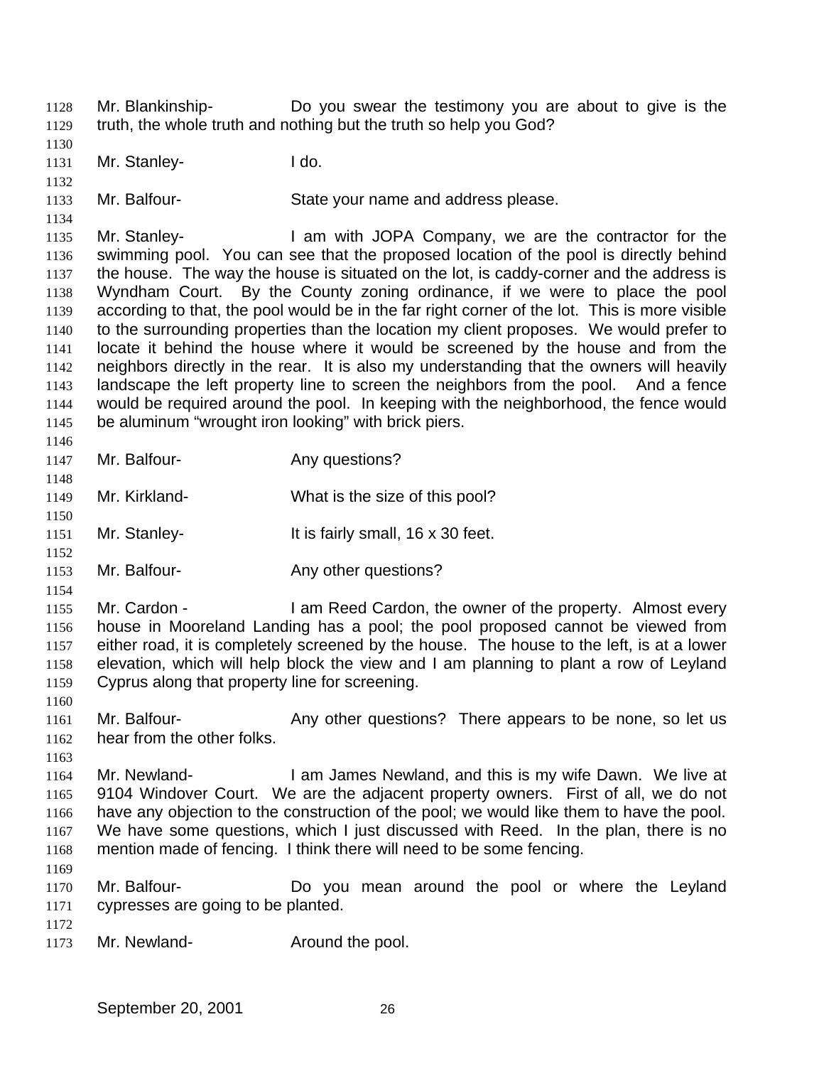Mr. Blankinship- Do you swear the testimony you are about to give is the truth, the whole truth and nothing but the truth so help you God?

Mr. Stanley- I do.

Mr. Balfour- State your name and address please.

Mr. Stanley- I am with JOPA Company, we are the contractor for the swimming pool. You can see that the proposed location of the pool is directly behind the house. The way the house is situated on the lot, is caddy-corner and the address is Wyndham Court. By the County zoning ordinance, if we were to place the pool according to that, the pool would be in the far right corner of the lot. This is more visible to the surrounding properties than the location my client proposes. We would prefer to locate it behind the house where it would be screened by the house and from the neighbors directly in the rear. It is also my understanding that the owners will heavily landscape the left property line to screen the neighbors from the pool. And a fence would be required around the pool. In keeping with the neighborhood, the fence would be aluminum "wrought iron looking" with brick piers.

Mr. Balfour- Any questions?

Mr. Kirkland- What is the size of this pool?

Mr. Stanley- It is fairly small, 16 x 30 feet.

Mr. Balfour- Any other questions?

Mr. Cardon - I am Reed Cardon, the owner of the property. Almost every house in Mooreland Landing has a pool; the pool proposed cannot be viewed from either road, it is completely screened by the house. The house to the left, is at a lower elevation, which will help block the view and I am planning to plant a row of Leyland Cyprus along that property line for screening.

Mr. Balfour- Any other questions? There appears to be none, so let us hear from the other folks.

Mr. Newland- I am James Newland, and this is my wife Dawn. We live at 9104 Windover Court. We are the adjacent property owners. First of all, we do not have any objection to the construction of the pool; we would like them to have the pool. We have some questions, which I just discussed with Reed. In the plan, there is no mention made of fencing. I think there will need to be some fencing.

Mr. Balfour- Do you mean around the pool or where the Leyland cypresses are going to be planted.

Mr. Newland- Around the pool.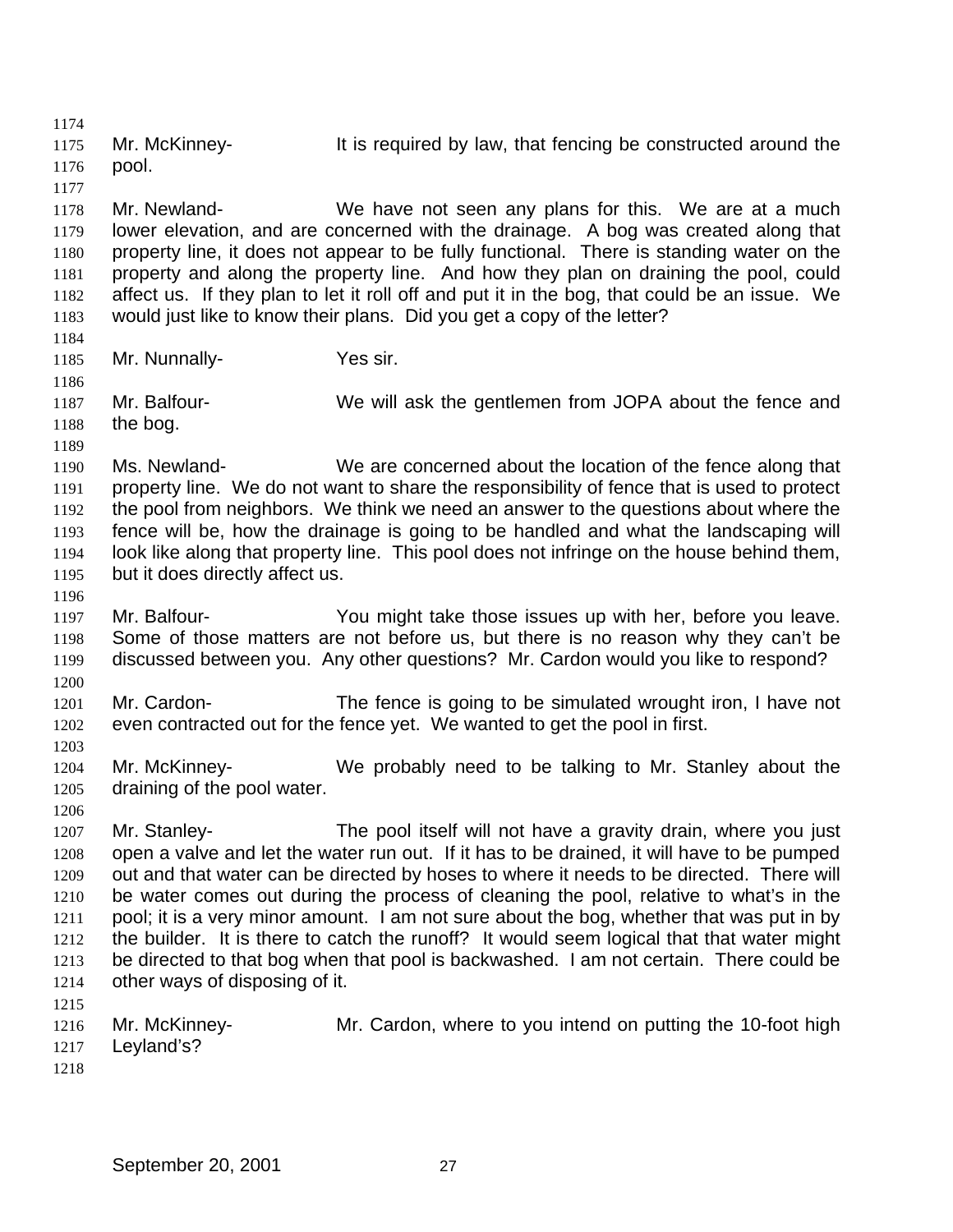Mr. McKinney- It is required by law, that fencing be constructed around the pool.

Mr. Newland- We have not seen any plans for this. We are at a much lower elevation, and are concerned with the drainage. A bog was created along that property line, it does not appear to be fully functional. There is standing water on the property and along the property line. And how they plan on draining the pool, could affect us. If they plan to let it roll off and put it in the bog, that could be an issue. We would just like to know their plans. Did you get a copy of the letter?

Mr. Nunnally- Yes sir.

Mr. Balfour- We will ask the gentlemen from JOPA about the fence and the bog.

Ms. Newland- We are concerned about the location of the fence along that property line. We do not want to share the responsibility of fence that is used to protect the pool from neighbors. We think we need an answer to the questions about where the fence will be, how the drainage is going to be handled and what the landscaping will look like along that property line. This pool does not infringe on the house behind them, but it does directly affect us.

Mr. Balfour- You might take those issues up with her, before you leave. Some of those matters are not before us, but there is no reason why they can't be discussed between you. Any other questions? Mr. Cardon would you like to respond?

Mr. Cardon- The fence is going to be simulated wrought iron, I have not even contracted out for the fence yet. We wanted to get the pool in first.

Mr. McKinney- We probably need to be talking to Mr. Stanley about the draining of the pool water.

Mr. Stanley- The pool itself will not have a gravity drain, where you just open a valve and let the water run out. If it has to be drained, it will have to be pumped out and that water can be directed by hoses to where it needs to be directed. There will be water comes out during the process of cleaning the pool, relative to what's in the pool; it is a very minor amount. I am not sure about the bog, whether that was put in by the builder. It is there to catch the runoff? It would seem logical that that water might be directed to that bog when that pool is backwashed. I am not certain. There could be other ways of disposing of it.

Mr. McKinney- Mr. Cardon, where to you intend on putting the 10-foot high Leyland's?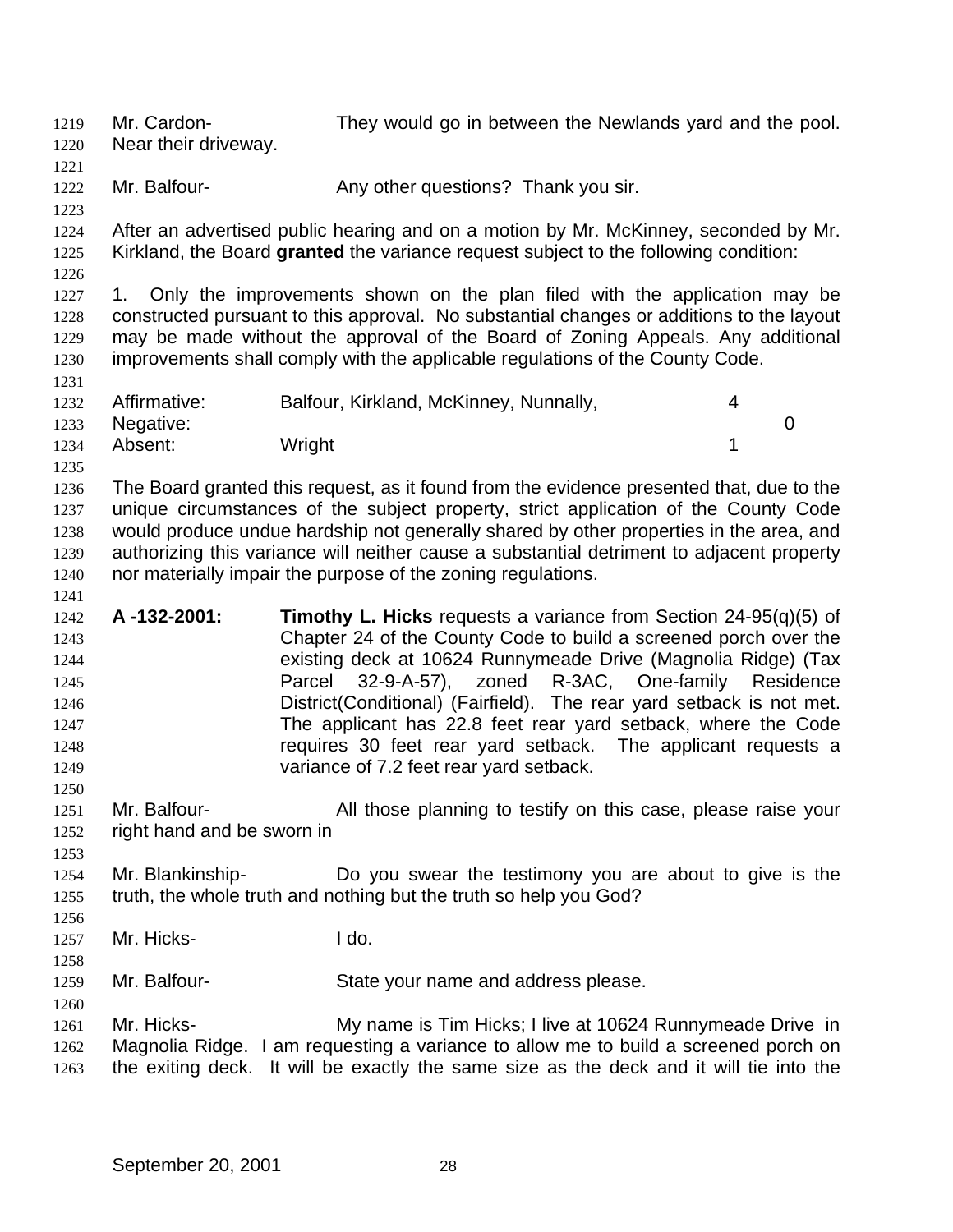Mr. Cardon- They would go in between the Newlands yard and the pool. Near their driveway.

Mr. Balfour- Any other questions? Thank you sir.

After an advertised public hearing and on a motion by Mr. McKinney, seconded by Mr. Kirkland, the Board **granted** the variance request subject to the following condition:

1. Only the improvements shown on the plan filed with the application may be constructed pursuant to this approval. No substantial changes or additions to the layout may be made without the approval of the Board of Zoning Appeals. Any additional improvements shall comply with the applicable regulations of the County Code.

| | | |
|---|---|---|
| Affirmative: | Balfour, Kirkland, McKinney, Nunnally, | 4 |
| Negative: | | 0 |
| Absent: | Wright | 1 |

The Board granted this request, as it found from the evidence presented that, due to the unique circumstances of the subject property, strict application of the County Code would produce undue hardship not generally shared by other properties in the area, and authorizing this variance will neither cause a substantial detriment to adjacent property nor materially impair the purpose of the zoning regulations.

**A -132-2001:** **Timothy L. Hicks** requests a variance from Section 24-95(q)(5) of Chapter 24 of the County Code to build a screened porch over the existing deck at 10624 Runnymeade Drive (Magnolia Ridge) (Tax Parcel 32-9-A-57), zoned R-3AC, One-family Residence District(Conditional) (Fairfield). The rear yard setback is not met. The applicant has 22.8 feet rear yard setback, where the Code requires 30 feet rear yard setback. The applicant requests a variance of 7.2 feet rear yard setback.

Mr. Balfour- All those planning to testify on this case, please raise your right hand and be sworn in

Mr. Blankinship- Do you swear the testimony you are about to give is the truth, the whole truth and nothing but the truth so help you God?

Mr. Hicks- I do.

Mr. Balfour- State your name and address please.

Mr. Hicks- My name is Tim Hicks; I live at 10624 Runnymeade Drive in Magnolia Ridge. I am requesting a variance to allow me to build a screened porch on the exiting deck. It will be exactly the same size as the deck and it will tie into the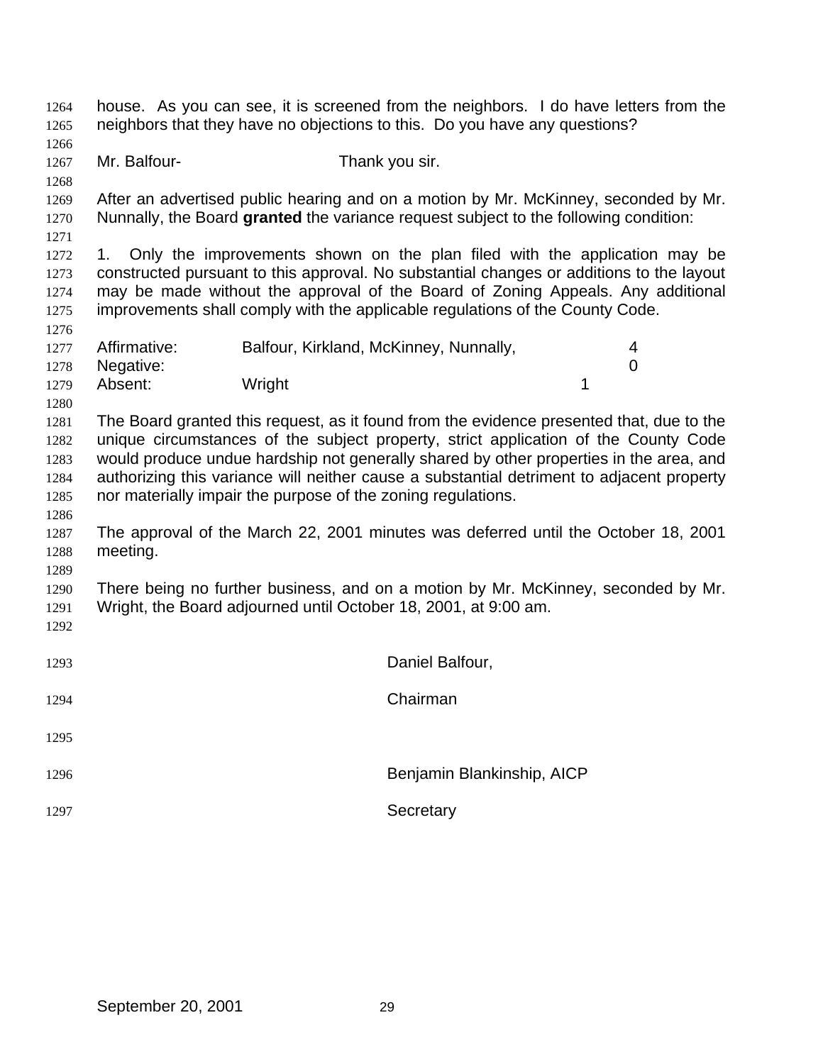house. As you can see, it is screened from the neighbors. I do have letters from the neighbors that they have no objections to this. Do you have any questions?

Mr. Balfour- Thank you sir.

After an advertised public hearing and on a motion by Mr. McKinney, seconded by Mr. Nunnally, the Board **granted** the variance request subject to the following condition:

1. Only the improvements shown on the plan filed with the application may be constructed pursuant to this approval. No substantial changes or additions to the layout may be made without the approval of the Board of Zoning Appeals. Any additional improvements shall comply with the applicable regulations of the County Code.

| | | |
|---|---|---|
| Affirmative: | Balfour, Kirkland, McKinney, Nunnally, | 4 |
| Negative: | | 0 |
| Absent: | Wright | 1 |

The Board granted this request, as it found from the evidence presented that, due to the unique circumstances of the subject property, strict application of the County Code would produce undue hardship not generally shared by other properties in the area, and authorizing this variance will neither cause a substantial detriment to adjacent property nor materially impair the purpose of the zoning regulations.

The approval of the March 22, 2001 minutes was deferred until the October 18, 2001 meeting.

There being no further business, and on a motion by Mr. McKinney, seconded by Mr. Wright, the Board adjourned until October 18, 2001, at 9:00 am.

Daniel Balfour,

Chairman

Benjamin Blankinship, AICP

Secretary